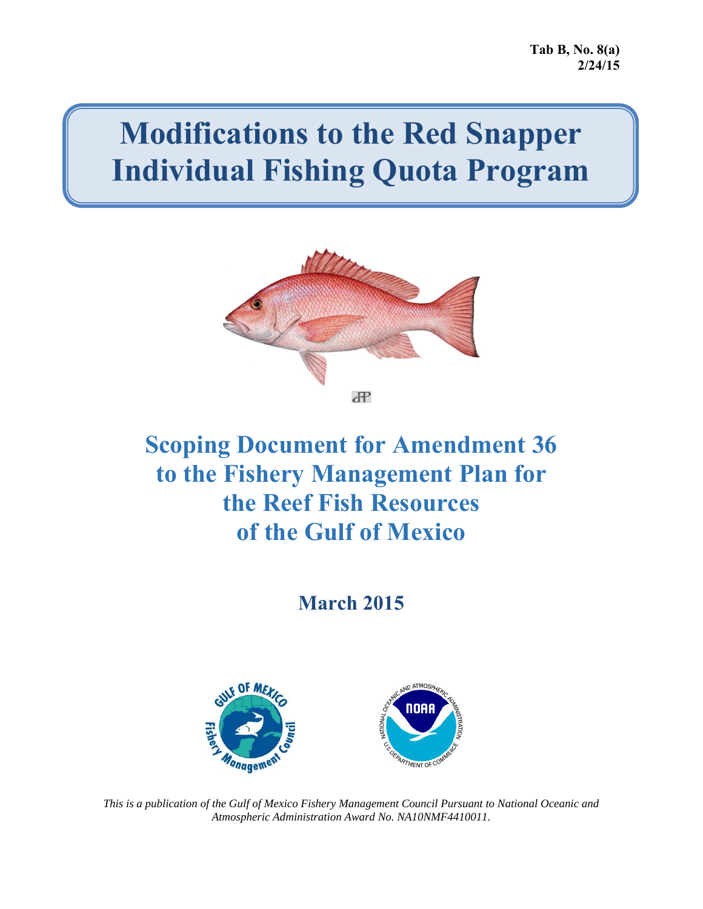Tab B, No. 8(a)
2/24/15

# Modifications to the Red Snapper Individual Fishing Quota Program

## Scoping Document for Amendment 36 to the Fishery Management Plan for the Reef Fish Resources of the Gulf of Mexico

**March 2015**

*This is a publication of the Gulf of Mexico Fishery Management Council Pursuant to National Oceanic and Atmospheric Administration Award No. NA10NMF4410011.*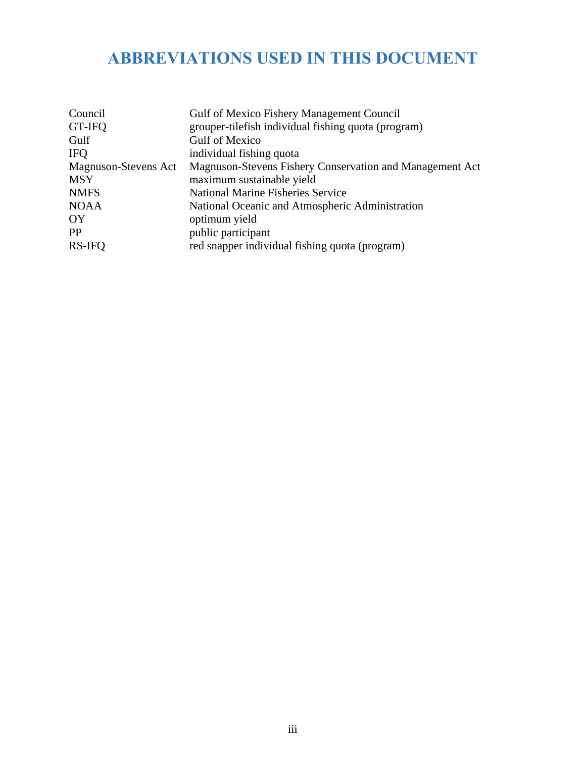# ABBREVIATIONS USED IN THIS DOCUMENT

| | |
|---|---|
| Council | Gulf of Mexico Fishery Management Council |
| GT-IFQ | grouper-tilefish individual fishing quota (program) |
| Gulf | Gulf of Mexico |
| IFQ | individual fishing quota |
| Magnuson-Stevens Act | Magnuson-Stevens Fishery Conservation and Management Act |
| MSY | maximum sustainable yield |
| NMFS | National Marine Fisheries Service |
| NOAA | National Oceanic and Atmospheric Administration |
| OY | optimum yield |
| PP | public participant |
| RS-IFQ | red snapper individual fishing quota (program) |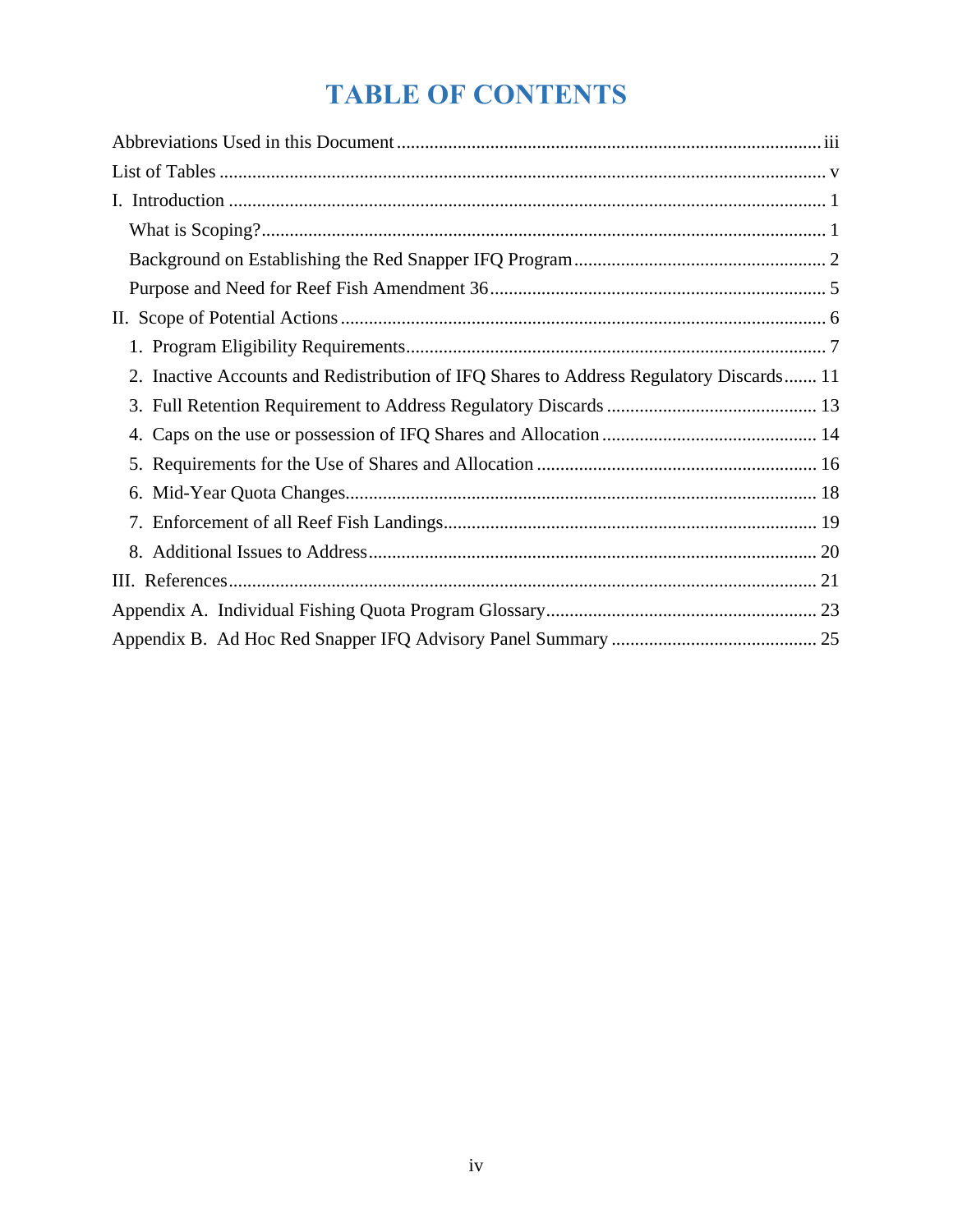# TABLE OF CONTENTS

Abbreviations Used in this Document ........................................................................................ iii

List of Tables ............................................................................................................................... v

I. Introduction ............................................................................................................................. 1

- What is Scoping? ...................................................................................................................... 1
- Background on Establishing the Red Snapper IFQ Program ..................................................... 2
- Purpose and Need for Reef Fish Amendment 36 ...................................................................... 5

II. Scope of Potential Actions ...................................................................................................... 6

1. Program Eligibility Requirements ........................................................................................ 7
2. Inactive Accounts and Redistribution of IFQ Shares to Address Regulatory Discards ....... 11
3. Full Retention Requirement to Address Regulatory Discards ............................................ 13
4. Caps on the use or possession of IFQ Shares and Allocation ............................................ 14
5. Requirements for the Use of Shares and Allocation ........................................................... 16
6. Mid-Year Quota Changes .................................................................................................... 18
7. Enforcement of all Reef Fish Landings ............................................................................... 19
8. Additional Issues to Address ............................................................................................... 20

III. References ........................................................................................................................... 21

Appendix A. Individual Fishing Quota Program Glossary ......................................................... 23

Appendix B. Ad Hoc Red Snapper IFQ Advisory Panel Summary ........................................... 25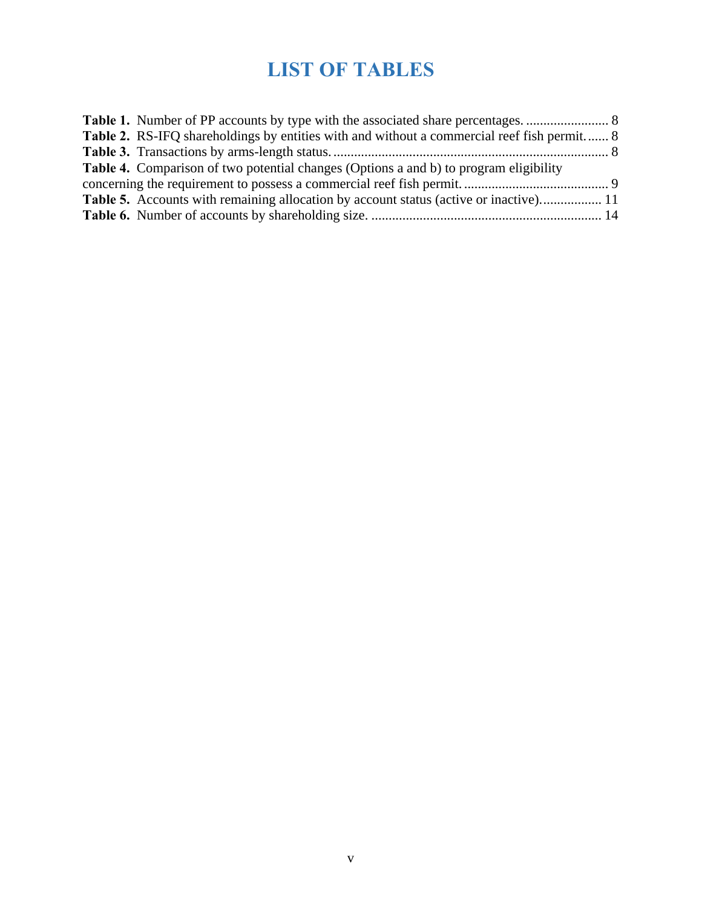# LIST OF TABLES

**Table 1.** Number of PP accounts by type with the associated share percentages. ........................ 8
**Table 2.** RS-IFQ shareholdings by entities with and without a commercial reef fish permit. ...... 8
**Table 3.** Transactions by arms-length status. ................................................................................ 8
**Table 4.** Comparison of two potential changes (Options a and b) to program eligibility concerning the requirement to possess a commercial reef fish permit. .......................................... 9
**Table 5.** Accounts with remaining allocation by account status (active or inactive). ................. 11
**Table 6.** Number of accounts by shareholding size. .................................................................. 14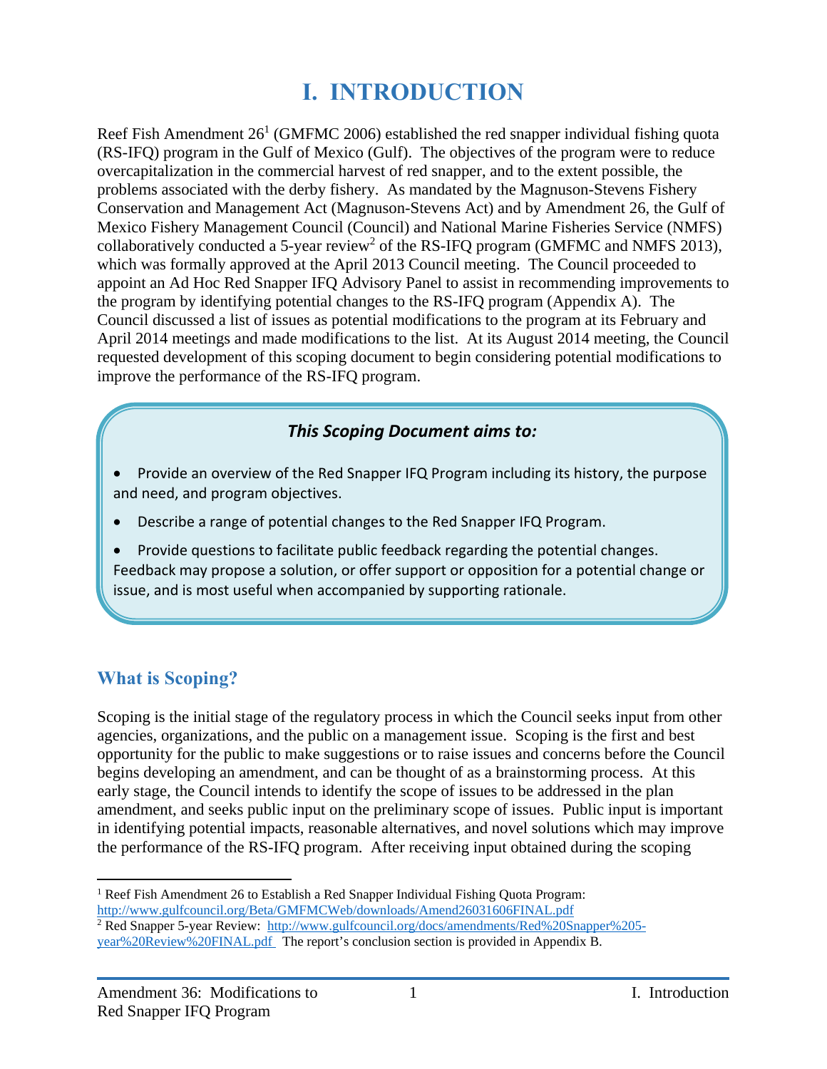# I. INTRODUCTION

Reef Fish Amendment 26[1] (GMFMC 2006) established the red snapper individual fishing quota (RS-IFQ) program in the Gulf of Mexico (Gulf). The objectives of the program were to reduce overcapitalization in the commercial harvest of red snapper, and to the extent possible, the problems associated with the derby fishery. As mandated by the Magnuson-Stevens Fishery Conservation and Management Act (Magnuson-Stevens Act) and by Amendment 26, the Gulf of Mexico Fishery Management Council (Council) and National Marine Fisheries Service (NMFS) collaboratively conducted a 5-year review[2] of the RS-IFQ program (GMFMC and NMFS 2013), which was formally approved at the April 2013 Council meeting. The Council proceeded to appoint an Ad Hoc Red Snapper IFQ Advisory Panel to assist in recommending improvements to the program by identifying potential changes to the RS-IFQ program (Appendix A). The Council discussed a list of issues as potential modifications to the program at its February and April 2014 meetings and made modifications to the list. At its August 2014 meeting, the Council requested development of this scoping document to begin considering potential modifications to improve the performance of the RS-IFQ program.

***This Scoping Document aims to:***

- Provide an overview of the Red Snapper IFQ Program including its history, the purpose and need, and program objectives.
- Describe a range of potential changes to the Red Snapper IFQ Program.
- Provide questions to facilitate public feedback regarding the potential changes. Feedback may propose a solution, or offer support or opposition for a potential change or issue, and is most useful when accompanied by supporting rationale.

## What is Scoping?

Scoping is the initial stage of the regulatory process in which the Council seeks input from other agencies, organizations, and the public on a management issue. Scoping is the first and best opportunity for the public to make suggestions or to raise issues and concerns before the Council begins developing an amendment, and can be thought of as a brainstorming process. At this early stage, the Council intends to identify the scope of issues to be addressed in the plan amendment, and seeks public input on the preliminary scope of issues. Public input is important in identifying potential impacts, reasonable alternatives, and novel solutions which may improve the performance of the RS-IFQ program. After receiving input obtained during the scoping

---

[1] Reef Fish Amendment 26 to Establish a Red Snapper Individual Fishing Quota Program: http://www.gulfcouncil.org/Beta/GMFMCWeb/downloads/Amend26031606FINAL.pdf

[2] Red Snapper 5-year Review: http://www.gulfcouncil.org/docs/amendments/Red%20Snapper%205-year%20Review%20FINAL.pdf The report's conclusion section is provided in Appendix B.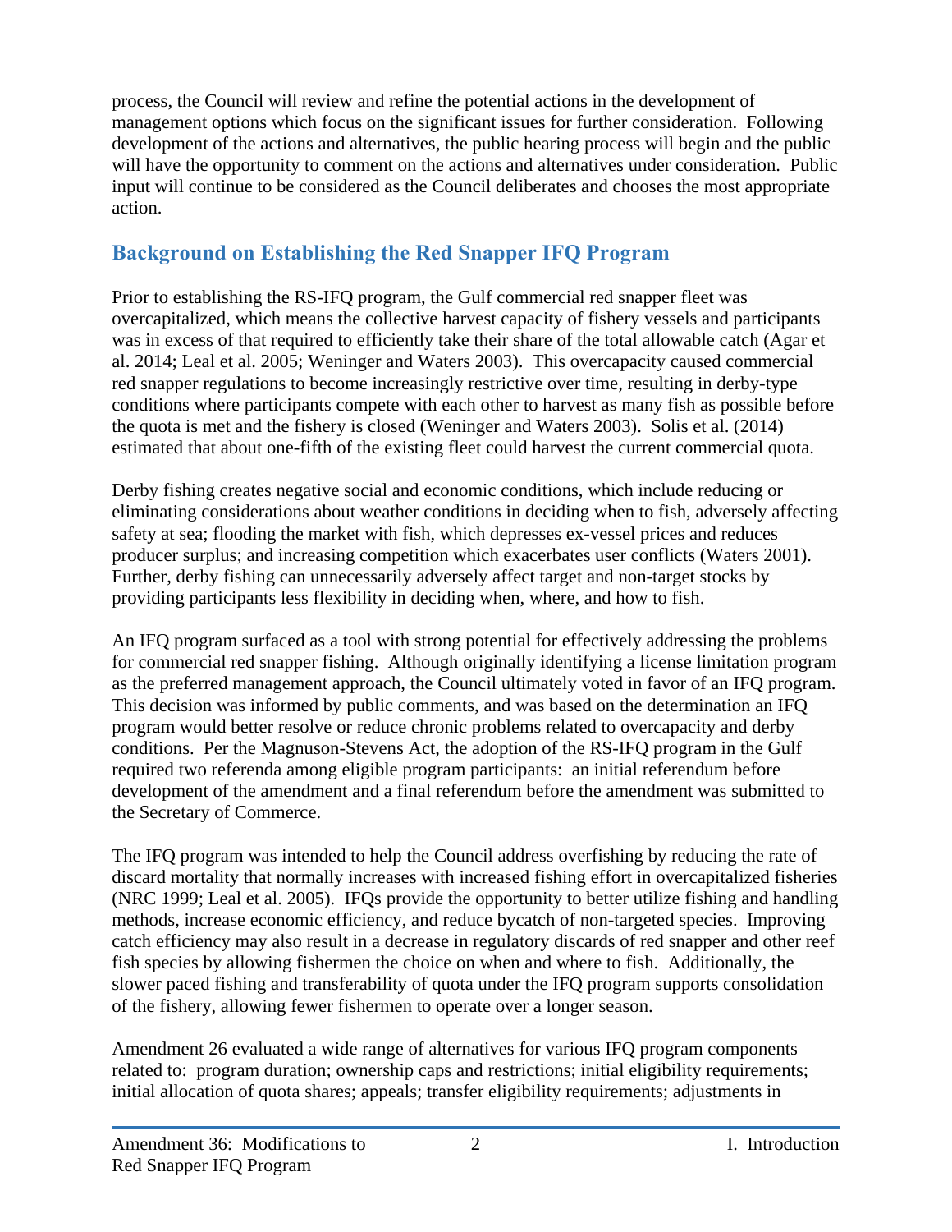process, the Council will review and refine the potential actions in the development of management options which focus on the significant issues for further consideration. Following development of the actions and alternatives, the public hearing process will begin and the public will have the opportunity to comment on the actions and alternatives under consideration. Public input will continue to be considered as the Council deliberates and chooses the most appropriate action.

## Background on Establishing the Red Snapper IFQ Program

Prior to establishing the RS-IFQ program, the Gulf commercial red snapper fleet was overcapitalized, which means the collective harvest capacity of fishery vessels and participants was in excess of that required to efficiently take their share of the total allowable catch (Agar et al. 2014; Leal et al. 2005; Weninger and Waters 2003). This overcapacity caused commercial red snapper regulations to become increasingly restrictive over time, resulting in derby-type conditions where participants compete with each other to harvest as many fish as possible before the quota is met and the fishery is closed (Weninger and Waters 2003). Solis et al. (2014) estimated that about one-fifth of the existing fleet could harvest the current commercial quota.

Derby fishing creates negative social and economic conditions, which include reducing or eliminating considerations about weather conditions in deciding when to fish, adversely affecting safety at sea; flooding the market with fish, which depresses ex-vessel prices and reduces producer surplus; and increasing competition which exacerbates user conflicts (Waters 2001). Further, derby fishing can unnecessarily adversely affect target and non-target stocks by providing participants less flexibility in deciding when, where, and how to fish.

An IFQ program surfaced as a tool with strong potential for effectively addressing the problems for commercial red snapper fishing. Although originally identifying a license limitation program as the preferred management approach, the Council ultimately voted in favor of an IFQ program. This decision was informed by public comments, and was based on the determination an IFQ program would better resolve or reduce chronic problems related to overcapacity and derby conditions. Per the Magnuson-Stevens Act, the adoption of the RS-IFQ program in the Gulf required two referenda among eligible program participants: an initial referendum before development of the amendment and a final referendum before the amendment was submitted to the Secretary of Commerce.

The IFQ program was intended to help the Council address overfishing by reducing the rate of discard mortality that normally increases with increased fishing effort in overcapitalized fisheries (NRC 1999; Leal et al. 2005). IFQs provide the opportunity to better utilize fishing and handling methods, increase economic efficiency, and reduce bycatch of non-targeted species. Improving catch efficiency may also result in a decrease in regulatory discards of red snapper and other reef fish species by allowing fishermen the choice on when and where to fish. Additionally, the slower paced fishing and transferability of quota under the IFQ program supports consolidation of the fishery, allowing fewer fishermen to operate over a longer season.

Amendment 26 evaluated a wide range of alternatives for various IFQ program components related to: program duration; ownership caps and restrictions; initial eligibility requirements; initial allocation of quota shares; appeals; transfer eligibility requirements; adjustments in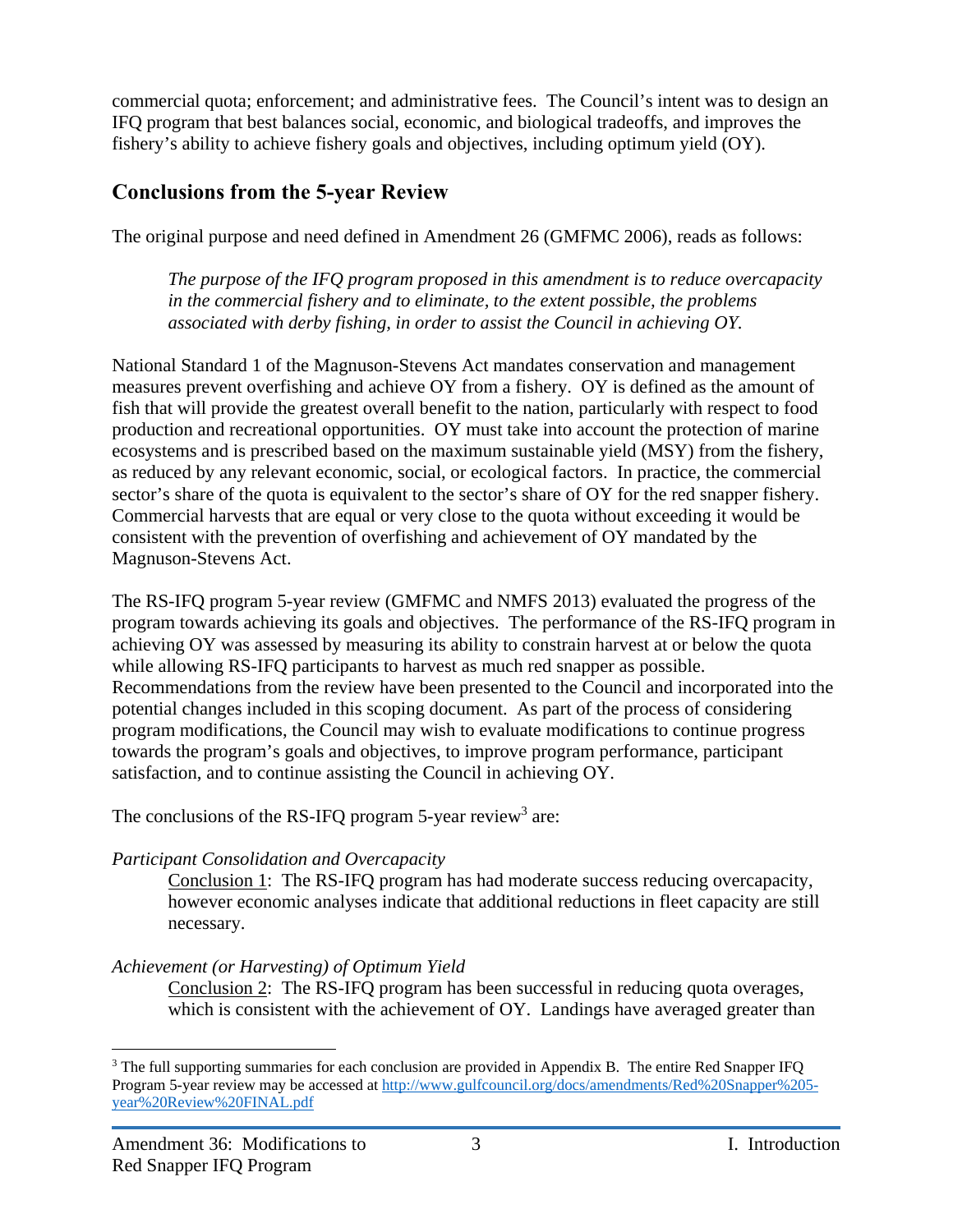commercial quota; enforcement; and administrative fees. The Council's intent was to design an IFQ program that best balances social, economic, and biological tradeoffs, and improves the fishery's ability to achieve fishery goals and objectives, including optimum yield (OY).

## Conclusions from the 5-year Review

The original purpose and need defined in Amendment 26 (GMFMC 2006), reads as follows:

> *The purpose of the IFQ program proposed in this amendment is to reduce overcapacity in the commercial fishery and to eliminate, to the extent possible, the problems associated with derby fishing, in order to assist the Council in achieving OY.*

National Standard 1 of the Magnuson-Stevens Act mandates conservation and management measures prevent overfishing and achieve OY from a fishery. OY is defined as the amount of fish that will provide the greatest overall benefit to the nation, particularly with respect to food production and recreational opportunities. OY must take into account the protection of marine ecosystems and is prescribed based on the maximum sustainable yield (MSY) from the fishery, as reduced by any relevant economic, social, or ecological factors. In practice, the commercial sector's share of the quota is equivalent to the sector's share of OY for the red snapper fishery. Commercial harvests that are equal or very close to the quota without exceeding it would be consistent with the prevention of overfishing and achievement of OY mandated by the Magnuson-Stevens Act.

The RS-IFQ program 5-year review (GMFMC and NMFS 2013) evaluated the progress of the program towards achieving its goals and objectives. The performance of the RS-IFQ program in achieving OY was assessed by measuring its ability to constrain harvest at or below the quota while allowing RS-IFQ participants to harvest as much red snapper as possible. Recommendations from the review have been presented to the Council and incorporated into the potential changes included in this scoping document. As part of the process of considering program modifications, the Council may wish to evaluate modifications to continue progress towards the program's goals and objectives, to improve program performance, participant satisfaction, and to continue assisting the Council in achieving OY.

The conclusions of the RS-IFQ program 5-year review[3] are:

*Participant Consolidation and Overcapacity*

> Conclusion 1: The RS-IFQ program has had moderate success reducing overcapacity, however economic analyses indicate that additional reductions in fleet capacity are still necessary.

*Achievement (or Harvesting) of Optimum Yield*

> Conclusion 2: The RS-IFQ program has been successful in reducing quota overages, which is consistent with the achievement of OY. Landings have averaged greater than

[3] The full supporting summaries for each conclusion are provided in Appendix B. The entire Red Snapper IFQ Program 5-year review may be accessed at http://www.gulfcouncil.org/docs/amendments/Red%20Snapper%205-year%20Review%20FINAL.pdf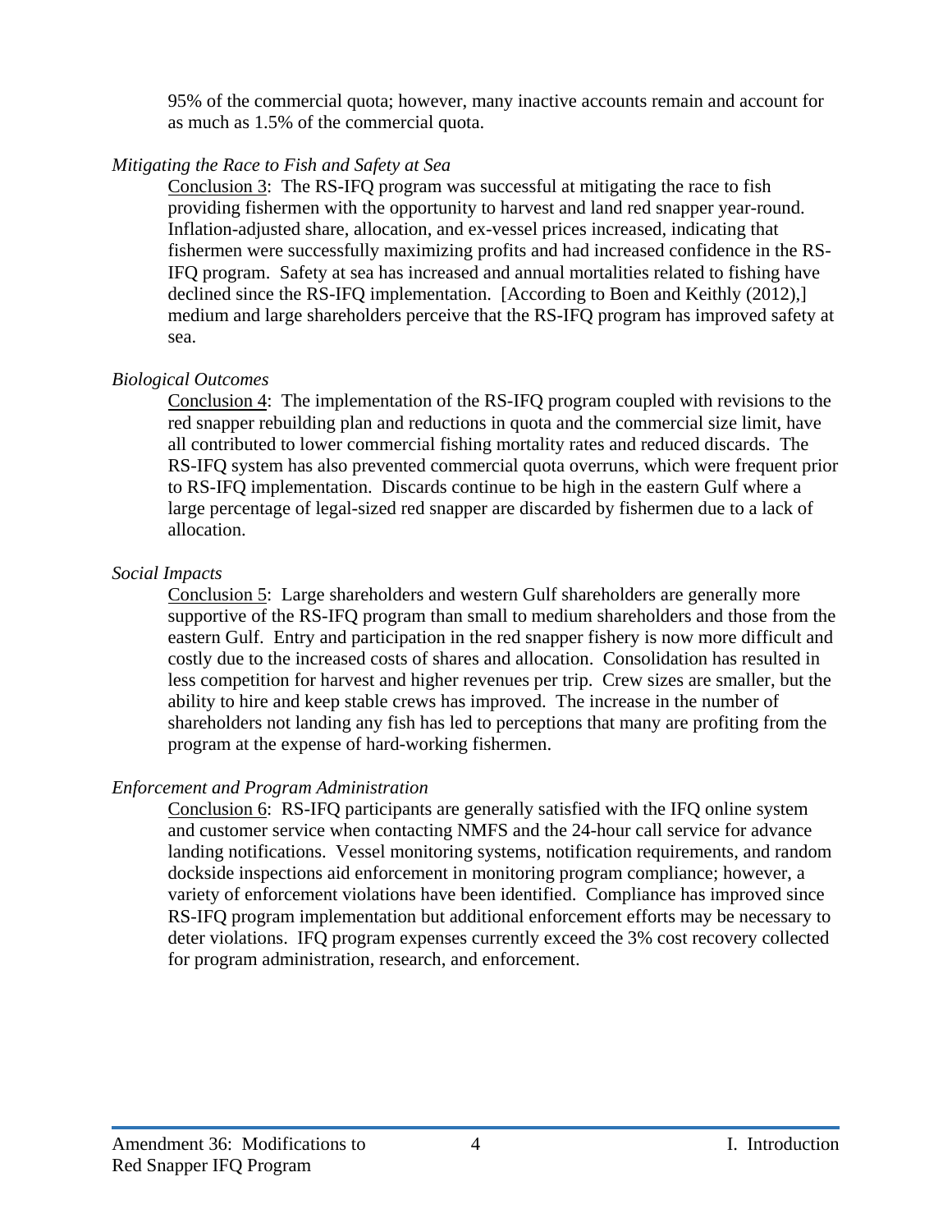95% of the commercial quota; however, many inactive accounts remain and account for as much as 1.5% of the commercial quota.

*Mitigating the Race to Fish and Safety at Sea*

Conclusion 3: The RS-IFQ program was successful at mitigating the race to fish providing fishermen with the opportunity to harvest and land red snapper year-round. Inflation-adjusted share, allocation, and ex-vessel prices increased, indicating that fishermen were successfully maximizing profits and had increased confidence in the RS-IFQ program. Safety at sea has increased and annual mortalities related to fishing have declined since the RS-IFQ implementation. [According to Boen and Keithly (2012),] medium and large shareholders perceive that the RS-IFQ program has improved safety at sea.

*Biological Outcomes*

Conclusion 4: The implementation of the RS-IFQ program coupled with revisions to the red snapper rebuilding plan and reductions in quota and the commercial size limit, have all contributed to lower commercial fishing mortality rates and reduced discards. The RS-IFQ system has also prevented commercial quota overruns, which were frequent prior to RS-IFQ implementation. Discards continue to be high in the eastern Gulf where a large percentage of legal-sized red snapper are discarded by fishermen due to a lack of allocation.

*Social Impacts*

Conclusion 5: Large shareholders and western Gulf shareholders are generally more supportive of the RS-IFQ program than small to medium shareholders and those from the eastern Gulf. Entry and participation in the red snapper fishery is now more difficult and costly due to the increased costs of shares and allocation. Consolidation has resulted in less competition for harvest and higher revenues per trip. Crew sizes are smaller, but the ability to hire and keep stable crews has improved. The increase in the number of shareholders not landing any fish has led to perceptions that many are profiting from the program at the expense of hard-working fishermen.

*Enforcement and Program Administration*

Conclusion 6: RS-IFQ participants are generally satisfied with the IFQ online system and customer service when contacting NMFS and the 24-hour call service for advance landing notifications. Vessel monitoring systems, notification requirements, and random dockside inspections aid enforcement in monitoring program compliance; however, a variety of enforcement violations have been identified. Compliance has improved since RS-IFQ program implementation but additional enforcement efforts may be necessary to deter violations. IFQ program expenses currently exceed the 3% cost recovery collected for program administration, research, and enforcement.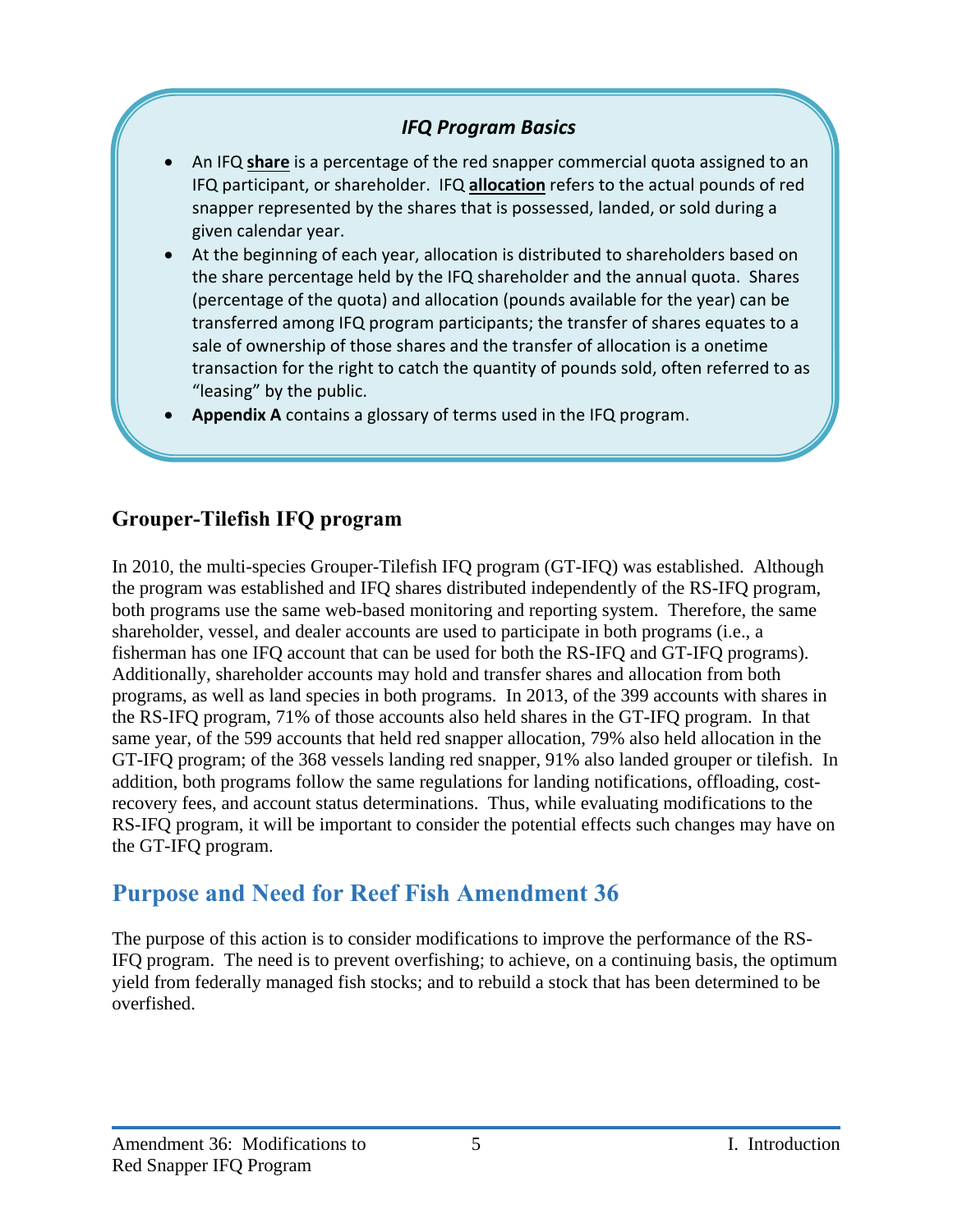### *IFQ Program Basics*

- An IFQ **share** is a percentage of the red snapper commercial quota assigned to an IFQ participant, or shareholder. IFQ **allocation** refers to the actual pounds of red snapper represented by the shares that is possessed, landed, or sold during a given calendar year.
- At the beginning of each year, allocation is distributed to shareholders based on the share percentage held by the IFQ shareholder and the annual quota. Shares (percentage of the quota) and allocation (pounds available for the year) can be transferred among IFQ program participants; the transfer of shares equates to a sale of ownership of those shares and the transfer of allocation is a onetime transaction for the right to catch the quantity of pounds sold, often referred to as "leasing" by the public.
- **Appendix A** contains a glossary of terms used in the IFQ program.

### Grouper-Tilefish IFQ program

In 2010, the multi-species Grouper-Tilefish IFQ program (GT-IFQ) was established. Although the program was established and IFQ shares distributed independently of the RS-IFQ program, both programs use the same web-based monitoring and reporting system. Therefore, the same shareholder, vessel, and dealer accounts are used to participate in both programs (i.e., a fisherman has one IFQ account that can be used for both the RS-IFQ and GT-IFQ programs). Additionally, shareholder accounts may hold and transfer shares and allocation from both programs, as well as land species in both programs. In 2013, of the 399 accounts with shares in the RS-IFQ program, 71% of those accounts also held shares in the GT-IFQ program. In that same year, of the 599 accounts that held red snapper allocation, 79% also held allocation in the GT-IFQ program; of the 368 vessels landing red snapper, 91% also landed grouper or tilefish. In addition, both programs follow the same regulations for landing notifications, offloading, cost-recovery fees, and account status determinations. Thus, while evaluating modifications to the RS-IFQ program, it will be important to consider the potential effects such changes may have on the GT-IFQ program.

## Purpose and Need for Reef Fish Amendment 36

The purpose of this action is to consider modifications to improve the performance of the RS-IFQ program. The need is to prevent overfishing; to achieve, on a continuing basis, the optimum yield from federally managed fish stocks; and to rebuild a stock that has been determined to be overfished.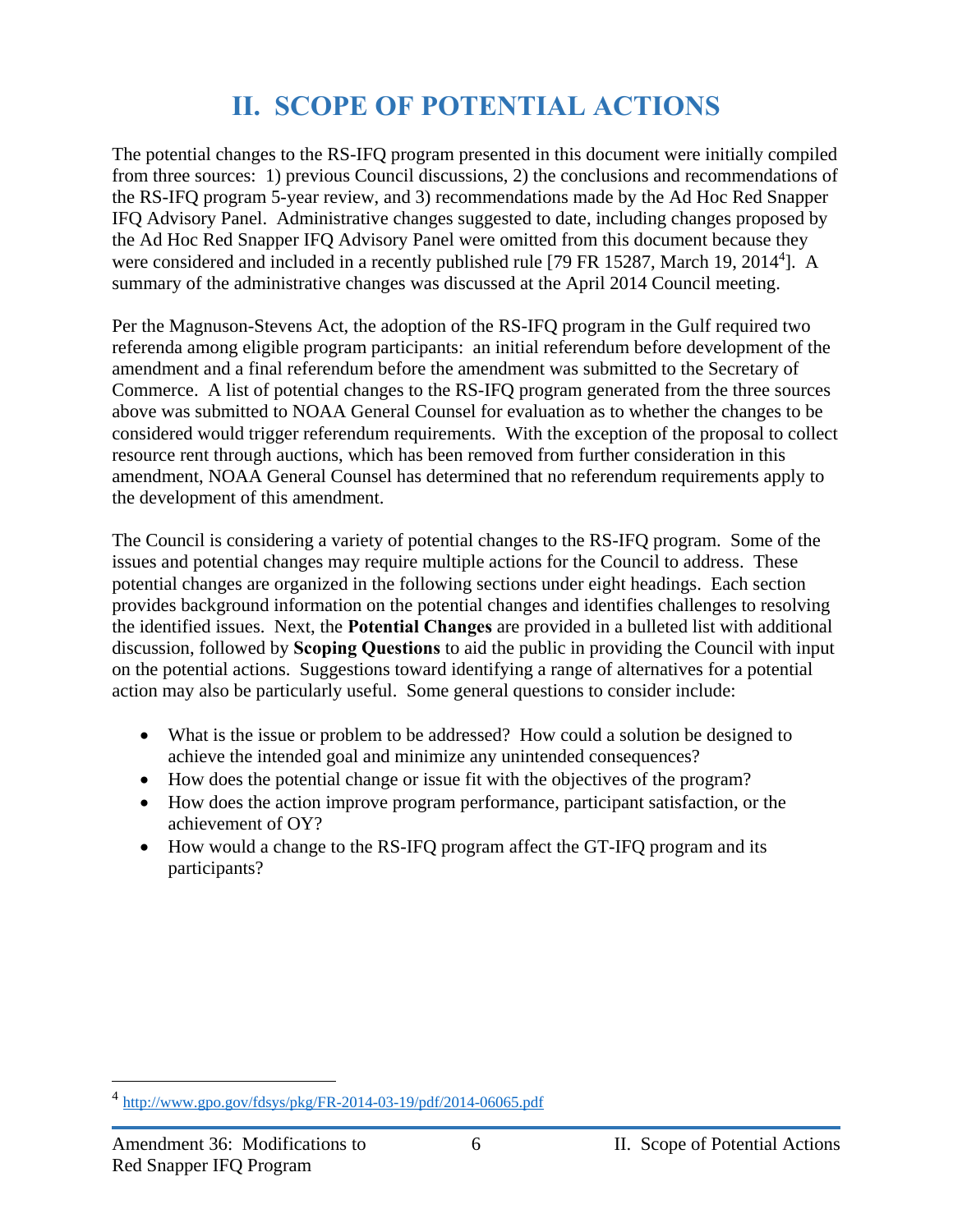# II. SCOPE OF POTENTIAL ACTIONS

The potential changes to the RS-IFQ program presented in this document were initially compiled from three sources: 1) previous Council discussions, 2) the conclusions and recommendations of the RS-IFQ program 5-year review, and 3) recommendations made by the Ad Hoc Red Snapper IFQ Advisory Panel. Administrative changes suggested to date, including changes proposed by the Ad Hoc Red Snapper IFQ Advisory Panel were omitted from this document because they were considered and included in a recently published rule [79 FR 15287, March 19, 2014[4]]. A summary of the administrative changes was discussed at the April 2014 Council meeting.

Per the Magnuson-Stevens Act, the adoption of the RS-IFQ program in the Gulf required two referenda among eligible program participants: an initial referendum before development of the amendment and a final referendum before the amendment was submitted to the Secretary of Commerce. A list of potential changes to the RS-IFQ program generated from the three sources above was submitted to NOAA General Counsel for evaluation as to whether the changes to be considered would trigger referendum requirements. With the exception of the proposal to collect resource rent through auctions, which has been removed from further consideration in this amendment, NOAA General Counsel has determined that no referendum requirements apply to the development of this amendment.

The Council is considering a variety of potential changes to the RS-IFQ program. Some of the issues and potential changes may require multiple actions for the Council to address. These potential changes are organized in the following sections under eight headings. Each section provides background information on the potential changes and identifies challenges to resolving the identified issues. Next, the **Potential Changes** are provided in a bulleted list with additional discussion, followed by **Scoping Questions** to aid the public in providing the Council with input on the potential actions. Suggestions toward identifying a range of alternatives for a potential action may also be particularly useful. Some general questions to consider include:

- What is the issue or problem to be addressed? How could a solution be designed to achieve the intended goal and minimize any unintended consequences?
- How does the potential change or issue fit with the objectives of the program?
- How does the action improve program performance, participant satisfaction, or the achievement of OY?
- How would a change to the RS-IFQ program affect the GT-IFQ program and its participants?

[4] http://www.gpo.gov/fdsys/pkg/FR-2014-03-19/pdf/2014-06065.pdf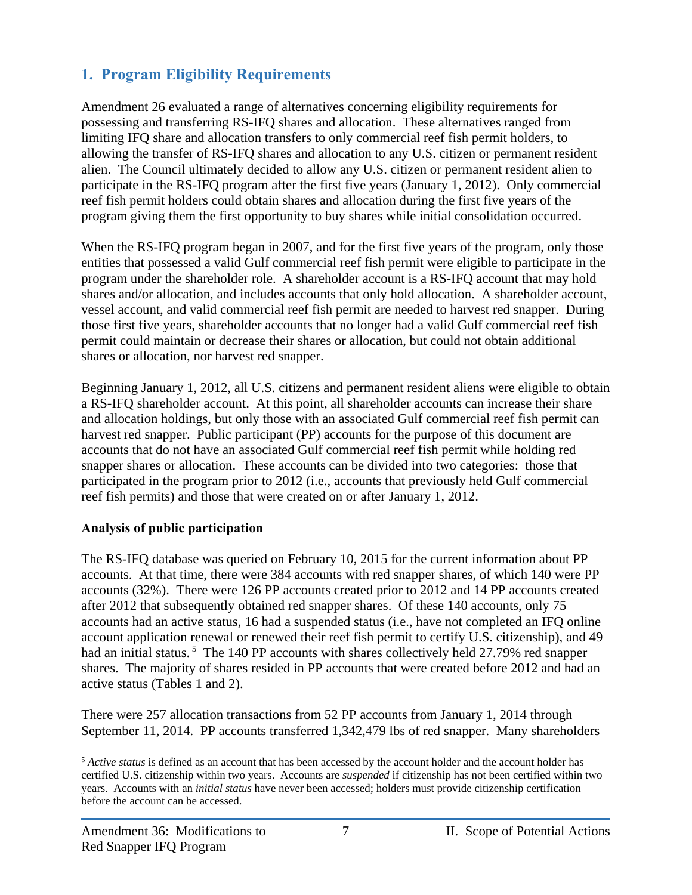## 1. Program Eligibility Requirements

Amendment 26 evaluated a range of alternatives concerning eligibility requirements for possessing and transferring RS-IFQ shares and allocation. These alternatives ranged from limiting IFQ share and allocation transfers to only commercial reef fish permit holders, to allowing the transfer of RS-IFQ shares and allocation to any U.S. citizen or permanent resident alien. The Council ultimately decided to allow any U.S. citizen or permanent resident alien to participate in the RS-IFQ program after the first five years (January 1, 2012). Only commercial reef fish permit holders could obtain shares and allocation during the first five years of the program giving them the first opportunity to buy shares while initial consolidation occurred.

When the RS-IFQ program began in 2007, and for the first five years of the program, only those entities that possessed a valid Gulf commercial reef fish permit were eligible to participate in the program under the shareholder role. A shareholder account is a RS-IFQ account that may hold shares and/or allocation, and includes accounts that only hold allocation. A shareholder account, vessel account, and valid commercial reef fish permit are needed to harvest red snapper. During those first five years, shareholder accounts that no longer had a valid Gulf commercial reef fish permit could maintain or decrease their shares or allocation, but could not obtain additional shares or allocation, nor harvest red snapper.

Beginning January 1, 2012, all U.S. citizens and permanent resident aliens were eligible to obtain a RS-IFQ shareholder account. At this point, all shareholder accounts can increase their share and allocation holdings, but only those with an associated Gulf commercial reef fish permit can harvest red snapper. Public participant (PP) accounts for the purpose of this document are accounts that do not have an associated Gulf commercial reef fish permit while holding red snapper shares or allocation. These accounts can be divided into two categories: those that participated in the program prior to 2012 (i.e., accounts that previously held Gulf commercial reef fish permits) and those that were created on or after January 1, 2012.

**Analysis of public participation**

The RS-IFQ database was queried on February 10, 2015 for the current information about PP accounts. At that time, there were 384 accounts with red snapper shares, of which 140 were PP accounts (32%). There were 126 PP accounts created prior to 2012 and 14 PP accounts created after 2012 that subsequently obtained red snapper shares. Of these 140 accounts, only 75 accounts had an active status, 16 had a suspended status (i.e., have not completed an IFQ online account application renewal or renewed their reef fish permit to certify U.S. citizenship), and 49 had an initial status.[5] The 140 PP accounts with shares collectively held 27.79% red snapper shares. The majority of shares resided in PP accounts that were created before 2012 and had an active status (Tables 1 and 2).

There were 257 allocation transactions from 52 PP accounts from January 1, 2014 through September 11, 2014. PP accounts transferred 1,342,479 lbs of red snapper. Many shareholders

[5] *Active status* is defined as an account that has been accessed by the account holder and the account holder has certified U.S. citizenship within two years. Accounts are *suspended* if citizenship has not been certified within two years. Accounts with an *initial status* have never been accessed; holders must provide citizenship certification before the account can be accessed.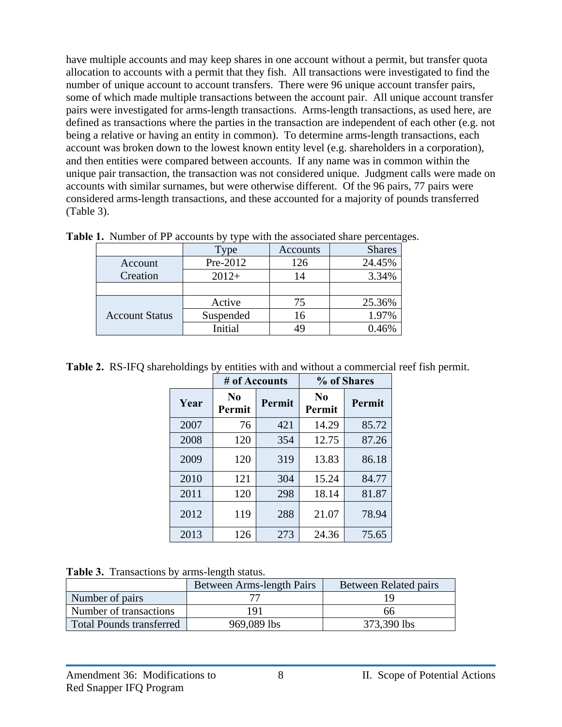have multiple accounts and may keep shares in one account without a permit, but transfer quota allocation to accounts with a permit that they fish. All transactions were investigated to find the number of unique account to account transfers. There were 96 unique account transfer pairs, some of which made multiple transactions between the account pair. All unique account transfer pairs were investigated for arms-length transactions. Arms-length transactions, as used here, are defined as transactions where the parties in the transaction are independent of each other (e.g. not being a relative or having an entity in common). To determine arms-length transactions, each account was broken down to the lowest known entity level (e.g. shareholders in a corporation), and then entities were compared between accounts. If any name was in common within the unique pair transaction, the transaction was not considered unique. Judgment calls were made on accounts with similar surnames, but were otherwise different. Of the 96 pairs, 77 pairs were considered arms-length transactions, and these accounted for a majority of pounds transferred (Table 3).

**Table 1.** Number of PP accounts by type with the associated share percentages.

| | Type | Accounts | Shares |
|---|---|---|---|
| Account Creation | Pre-2012 | 126 | 24.45% |
| | 2012+ | 14 | 3.34% |
| | | | |
| Account Status | Active | 75 | 25.36% |
| | Suspended | 16 | 1.97% |
| | Initial | 49 | 0.46% |

**Table 2.** RS-IFQ shareholdings by entities with and without a commercial reef fish permit.

| | # of Accounts | | % of Shares | |
|---|---|---|---|---|
| **Year** | **No Permit** | **Permit** | **No Permit** | **Permit** |
| 2007 | 76 | 421 | 14.29 | 85.72 |
| 2008 | 120 | 354 | 12.75 | 87.26 |
| 2009 | 120 | 319 | 13.83 | 86.18 |
| 2010 | 121 | 304 | 15.24 | 84.77 |
| 2011 | 120 | 298 | 18.14 | 81.87 |
| 2012 | 119 | 288 | 21.07 | 78.94 |
| 2013 | 126 | 273 | 24.36 | 75.65 |

**Table 3.** Transactions by arms-length status.

| | Between Arms-length Pairs | Between Related pairs |
|---|---|---|
| Number of pairs | 77 | 19 |
| Number of transactions | 191 | 66 |
| Total Pounds transferred | 969,089 lbs | 373,390 lbs |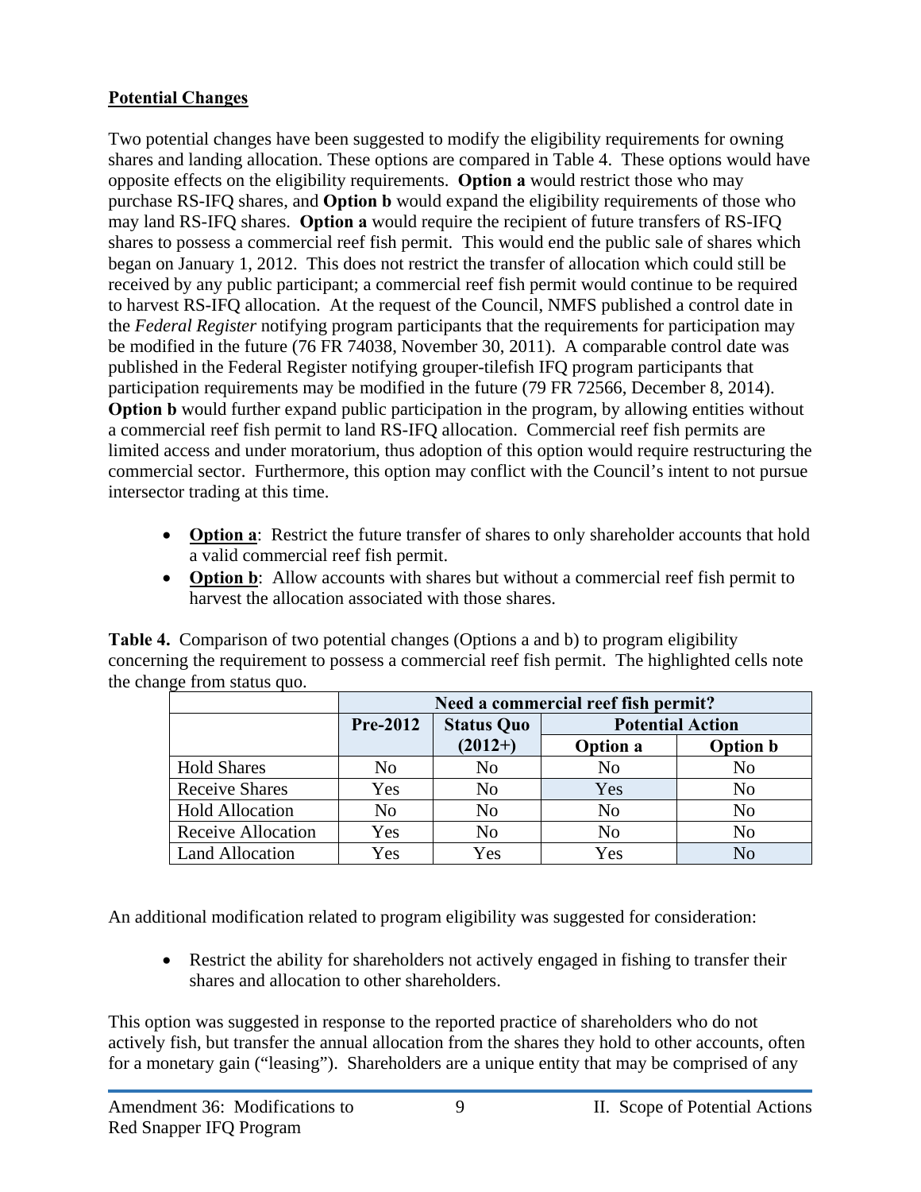**Potential Changes**

Two potential changes have been suggested to modify the eligibility requirements for owning shares and landing allocation. These options are compared in Table 4. These options would have opposite effects on the eligibility requirements. **Option a** would restrict those who may purchase RS-IFQ shares, and **Option b** would expand the eligibility requirements of those who may land RS-IFQ shares. **Option a** would require the recipient of future transfers of RS-IFQ shares to possess a commercial reef fish permit. This would end the public sale of shares which began on January 1, 2012. This does not restrict the transfer of allocation which could still be received by any public participant; a commercial reef fish permit would continue to be required to harvest RS-IFQ allocation. At the request of the Council, NMFS published a control date in the *Federal Register* notifying program participants that the requirements for participation may be modified in the future (76 FR 74038, November 30, 2011). A comparable control date was published in the Federal Register notifying grouper-tilefish IFQ program participants that participation requirements may be modified in the future (79 FR 72566, December 8, 2014). **Option b** would further expand public participation in the program, by allowing entities without a commercial reef fish permit to land RS-IFQ allocation. Commercial reef fish permits are limited access and under moratorium, thus adoption of this option would require restructuring the commercial sector. Furthermore, this option may conflict with the Council's intent to not pursue intersector trading at this time.

- **Option a**: Restrict the future transfer of shares to only shareholder accounts that hold a valid commercial reef fish permit.
- **Option b**: Allow accounts with shares but without a commercial reef fish permit to harvest the allocation associated with those shares.

**Table 4.** Comparison of two potential changes (Options a and b) to program eligibility concerning the requirement to possess a commercial reef fish permit. The highlighted cells note the change from status quo.

| | Need a commercial reef fish permit? | | | |
|---|---|---|---|---|
| | Pre-2012 | Status Quo (2012+) | Potential Action | |
| | | | Option a | Option b |
| Hold Shares | No | No | No | No |
| Receive Shares | Yes | No | Yes | No |
| Hold Allocation | No | No | No | No |
| Receive Allocation | Yes | No | No | No |
| Land Allocation | Yes | Yes | Yes | No |

An additional modification related to program eligibility was suggested for consideration:

- Restrict the ability for shareholders not actively engaged in fishing to transfer their shares and allocation to other shareholders.

This option was suggested in response to the reported practice of shareholders who do not actively fish, but transfer the annual allocation from the shares they hold to other accounts, often for a monetary gain ("leasing"). Shareholders are a unique entity that may be comprised of any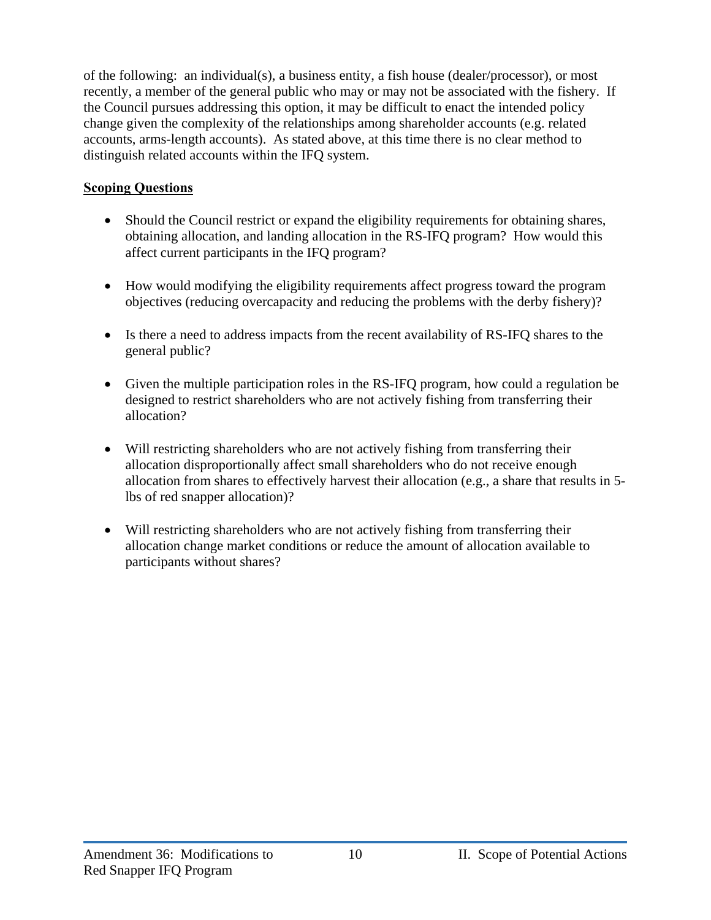of the following: an individual(s), a business entity, a fish house (dealer/processor), or most recently, a member of the general public who may or may not be associated with the fishery. If the Council pursues addressing this option, it may be difficult to enact the intended policy change given the complexity of the relationships among shareholder accounts (e.g. related accounts, arms-length accounts). As stated above, at this time there is no clear method to distinguish related accounts within the IFQ system.

**Scoping Questions**

- Should the Council restrict or expand the eligibility requirements for obtaining shares, obtaining allocation, and landing allocation in the RS-IFQ program? How would this affect current participants in the IFQ program?

- How would modifying the eligibility requirements affect progress toward the program objectives (reducing overcapacity and reducing the problems with the derby fishery)?

- Is there a need to address impacts from the recent availability of RS-IFQ shares to the general public?

- Given the multiple participation roles in the RS-IFQ program, how could a regulation be designed to restrict shareholders who are not actively fishing from transferring their allocation?

- Will restricting shareholders who are not actively fishing from transferring their allocation disproportionally affect small shareholders who do not receive enough allocation from shares to effectively harvest their allocation (e.g., a share that results in 5-lbs of red snapper allocation)?

- Will restricting shareholders who are not actively fishing from transferring their allocation change market conditions or reduce the amount of allocation available to participants without shares?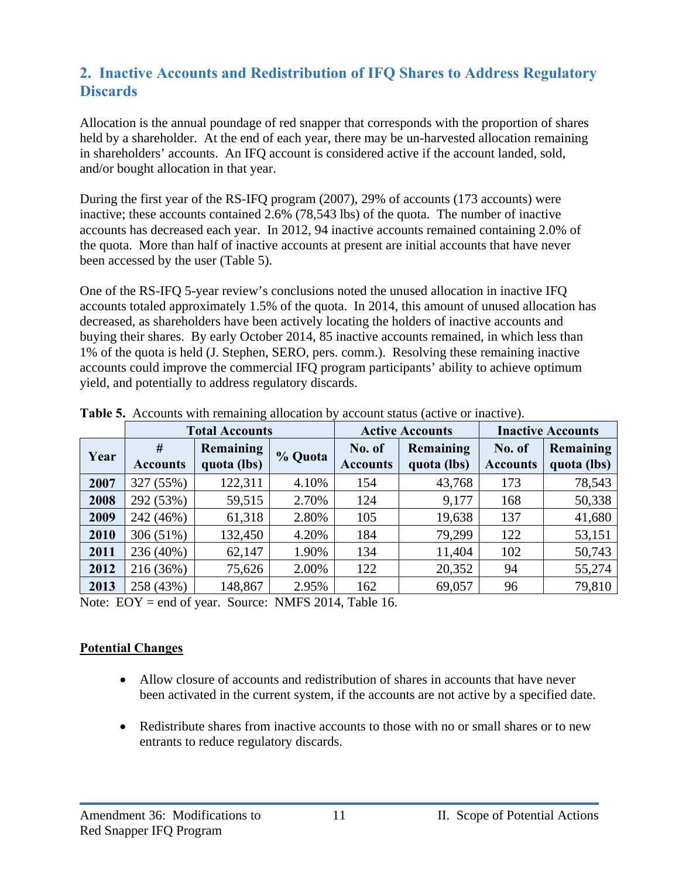## 2. Inactive Accounts and Redistribution of IFQ Shares to Address Regulatory Discards

Allocation is the annual poundage of red snapper that corresponds with the proportion of shares held by a shareholder. At the end of each year, there may be un-harvested allocation remaining in shareholders' accounts. An IFQ account is considered active if the account landed, sold, and/or bought allocation in that year.

During the first year of the RS-IFQ program (2007), 29% of accounts (173 accounts) were inactive; these accounts contained 2.6% (78,543 lbs) of the quota. The number of inactive accounts has decreased each year. In 2012, 94 inactive accounts remained containing 2.0% of the quota. More than half of inactive accounts at present are initial accounts that have never been accessed by the user (Table 5).

One of the RS-IFQ 5-year review's conclusions noted the unused allocation in inactive IFQ accounts totaled approximately 1.5% of the quota. In 2014, this amount of unused allocation has decreased, as shareholders have been actively locating the holders of inactive accounts and buying their shares. By early October 2014, 85 inactive accounts remained, in which less than 1% of the quota is held (J. Stephen, SERO, pers. comm.). Resolving these remaining inactive accounts could improve the commercial IFQ program participants' ability to achieve optimum yield, and potentially to address regulatory discards.

**Table 5.** Accounts with remaining allocation by account status (active or inactive).

| | Total Accounts | | | Active Accounts | | Inactive Accounts | |
|---|---|---|---|---|---|---|---|
| Year | # Accounts | Remaining quota (lbs) | % Quota | No. of Accounts | Remaining quota (lbs) | No. of Accounts | Remaining quota (lbs) |
| 2007 | 327 (55%) | 122,311 | 4.10% | 154 | 43,768 | 173 | 78,543 |
| 2008 | 292 (53%) | 59,515 | 2.70% | 124 | 9,177 | 168 | 50,338 |
| 2009 | 242 (46%) | 61,318 | 2.80% | 105 | 19,638 | 137 | 41,680 |
| 2010 | 306 (51%) | 132,450 | 4.20% | 184 | 79,299 | 122 | 53,151 |
| 2011 | 236 (40%) | 62,147 | 1.90% | 134 | 11,404 | 102 | 50,743 |
| 2012 | 216 (36%) | 75,626 | 2.00% | 122 | 20,352 | 94 | 55,274 |
| 2013 | 258 (43%) | 148,867 | 2.95% | 162 | 69,057 | 96 | 79,810 |

Note: EOY = end of year. Source: NMFS 2014, Table 16.

**Potential Changes**

- Allow closure of accounts and redistribution of shares in accounts that have never been activated in the current system, if the accounts are not active by a specified date.
- Redistribute shares from inactive accounts to those with no or small shares or to new entrants to reduce regulatory discards.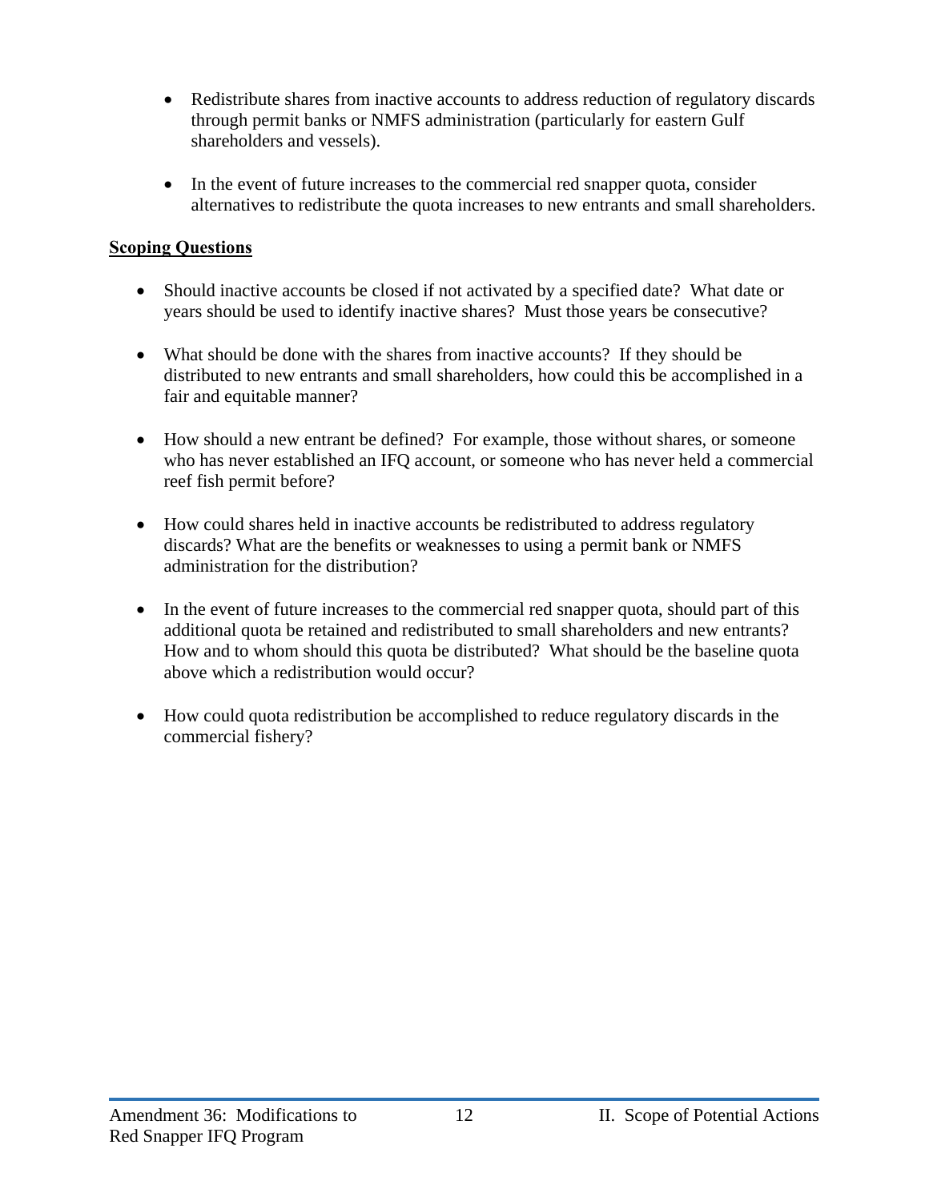- Redistribute shares from inactive accounts to address reduction of regulatory discards through permit banks or NMFS administration (particularly for eastern Gulf shareholders and vessels).

- In the event of future increases to the commercial red snapper quota, consider alternatives to redistribute the quota increases to new entrants and small shareholders.

**Scoping Questions**

- Should inactive accounts be closed if not activated by a specified date? What date or years should be used to identify inactive shares? Must those years be consecutive?

- What should be done with the shares from inactive accounts? If they should be distributed to new entrants and small shareholders, how could this be accomplished in a fair and equitable manner?

- How should a new entrant be defined? For example, those without shares, or someone who has never established an IFQ account, or someone who has never held a commercial reef fish permit before?

- How could shares held in inactive accounts be redistributed to address regulatory discards? What are the benefits or weaknesses to using a permit bank or NMFS administration for the distribution?

- In the event of future increases to the commercial red snapper quota, should part of this additional quota be retained and redistributed to small shareholders and new entrants? How and to whom should this quota be distributed? What should be the baseline quota above which a redistribution would occur?

- How could quota redistribution be accomplished to reduce regulatory discards in the commercial fishery?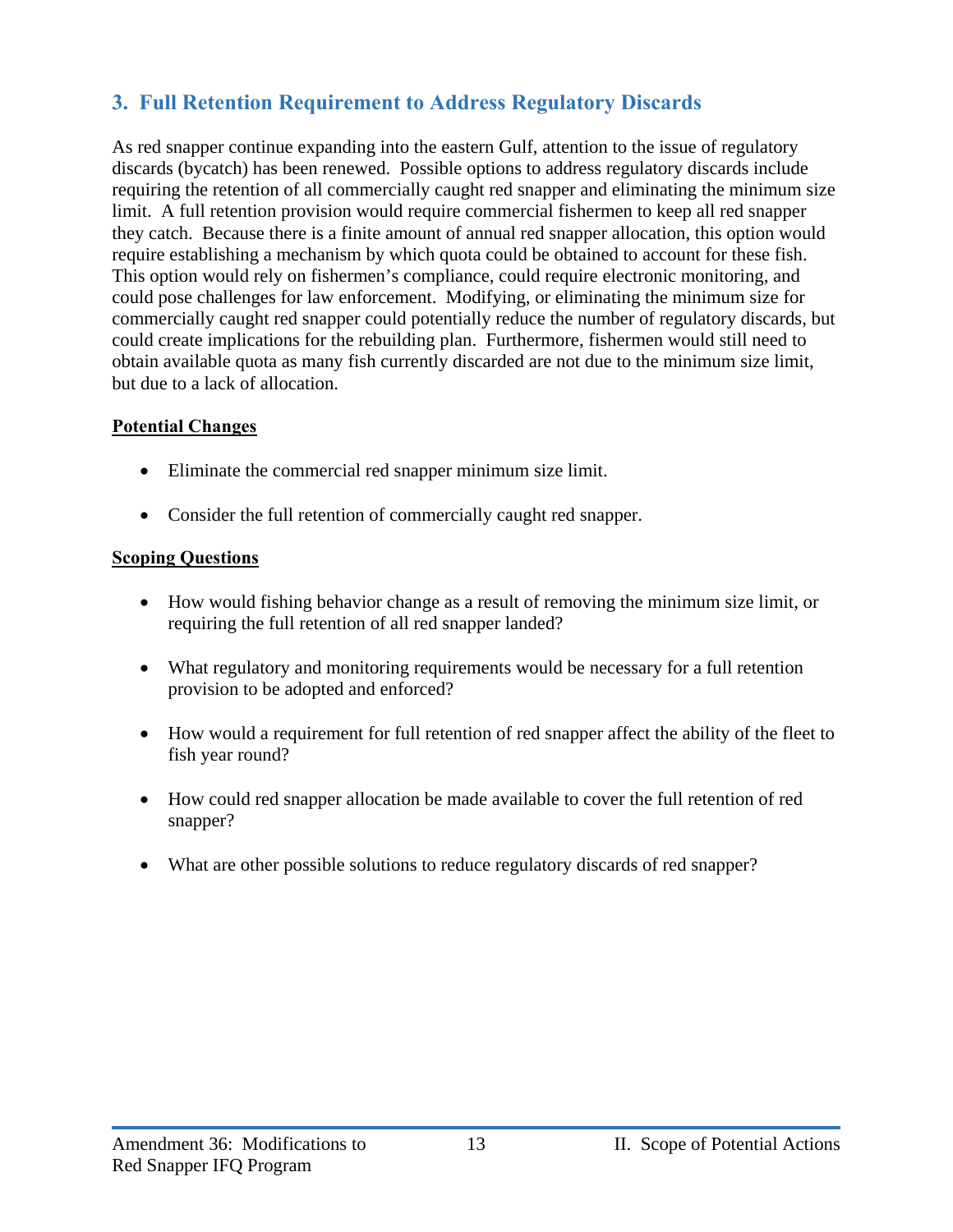## 3. Full Retention Requirement to Address Regulatory Discards

As red snapper continue expanding into the eastern Gulf, attention to the issue of regulatory discards (bycatch) has been renewed. Possible options to address regulatory discards include requiring the retention of all commercially caught red snapper and eliminating the minimum size limit. A full retention provision would require commercial fishermen to keep all red snapper they catch. Because there is a finite amount of annual red snapper allocation, this option would require establishing a mechanism by which quota could be obtained to account for these fish. This option would rely on fishermen's compliance, could require electronic monitoring, and could pose challenges for law enforcement. Modifying, or eliminating the minimum size for commercially caught red snapper could potentially reduce the number of regulatory discards, but could create implications for the rebuilding plan. Furthermore, fishermen would still need to obtain available quota as many fish currently discarded are not due to the minimum size limit, but due to a lack of allocation.

**Potential Changes**

- Eliminate the commercial red snapper minimum size limit.
- Consider the full retention of commercially caught red snapper.

**Scoping Questions**

- How would fishing behavior change as a result of removing the minimum size limit, or requiring the full retention of all red snapper landed?
- What regulatory and monitoring requirements would be necessary for a full retention provision to be adopted and enforced?
- How would a requirement for full retention of red snapper affect the ability of the fleet to fish year round?
- How could red snapper allocation be made available to cover the full retention of red snapper?
- What are other possible solutions to reduce regulatory discards of red snapper?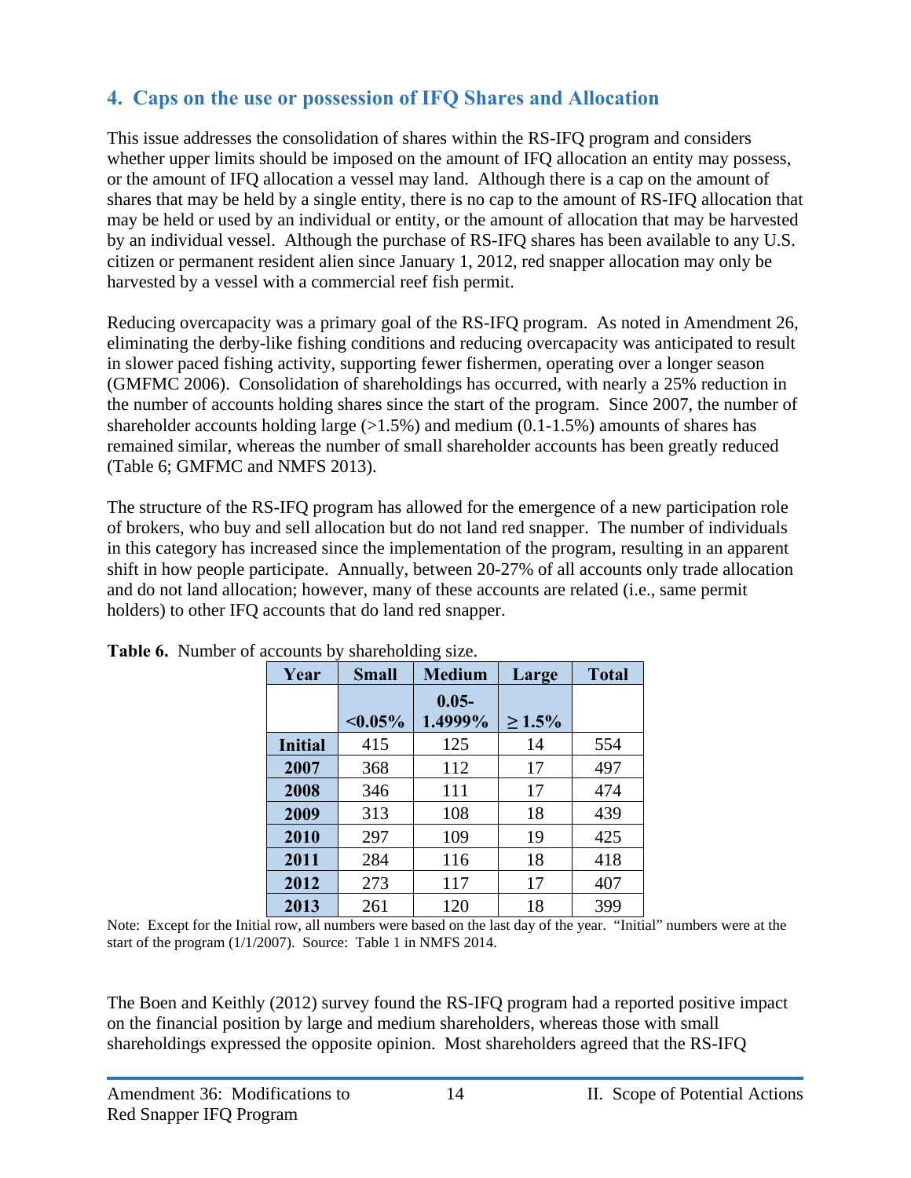## 4. Caps on the use or possession of IFQ Shares and Allocation

This issue addresses the consolidation of shares within the RS-IFQ program and considers whether upper limits should be imposed on the amount of IFQ allocation an entity may possess, or the amount of IFQ allocation a vessel may land. Although there is a cap on the amount of shares that may be held by a single entity, there is no cap to the amount of RS-IFQ allocation that may be held or used by an individual or entity, or the amount of allocation that may be harvested by an individual vessel. Although the purchase of RS-IFQ shares has been available to any U.S. citizen or permanent resident alien since January 1, 2012, red snapper allocation may only be harvested by a vessel with a commercial reef fish permit.

Reducing overcapacity was a primary goal of the RS-IFQ program. As noted in Amendment 26, eliminating the derby-like fishing conditions and reducing overcapacity was anticipated to result in slower paced fishing activity, supporting fewer fishermen, operating over a longer season (GMFMC 2006). Consolidation of shareholdings has occurred, with nearly a 25% reduction in the number of accounts holding shares since the start of the program. Since 2007, the number of shareholder accounts holding large (>1.5%) and medium (0.1-1.5%) amounts of shares has remained similar, whereas the number of small shareholder accounts has been greatly reduced (Table 6; GMFMC and NMFS 2013).

The structure of the RS-IFQ program has allowed for the emergence of a new participation role of brokers, who buy and sell allocation but do not land red snapper. The number of individuals in this category has increased since the implementation of the program, resulting in an apparent shift in how people participate. Annually, between 20-27% of all accounts only trade allocation and do not land allocation; however, many of these accounts are related (i.e., same permit holders) to other IFQ accounts that do land red snapper.

**Table 6.** Number of accounts by shareholding size.

| Year | Small | Medium | Large | Total |
|---|---|---|---|---|
| | <0.05% | 0.05-1.4999% | ≥ 1.5% | |
| **Initial** | 415 | 125 | 14 | 554 |
| **2007** | 368 | 112 | 17 | 497 |
| **2008** | 346 | 111 | 17 | 474 |
| **2009** | 313 | 108 | 18 | 439 |
| **2010** | 297 | 109 | 19 | 425 |
| **2011** | 284 | 116 | 18 | 418 |
| **2012** | 273 | 117 | 17 | 407 |
| **2013** | 261 | 120 | 18 | 399 |

Note: Except for the Initial row, all numbers were based on the last day of the year. "Initial" numbers were at the start of the program (1/1/2007). Source: Table 1 in NMFS 2014.

The Boen and Keithly (2012) survey found the RS-IFQ program had a reported positive impact on the financial position by large and medium shareholders, whereas those with small shareholdings expressed the opposite opinion. Most shareholders agreed that the RS-IFQ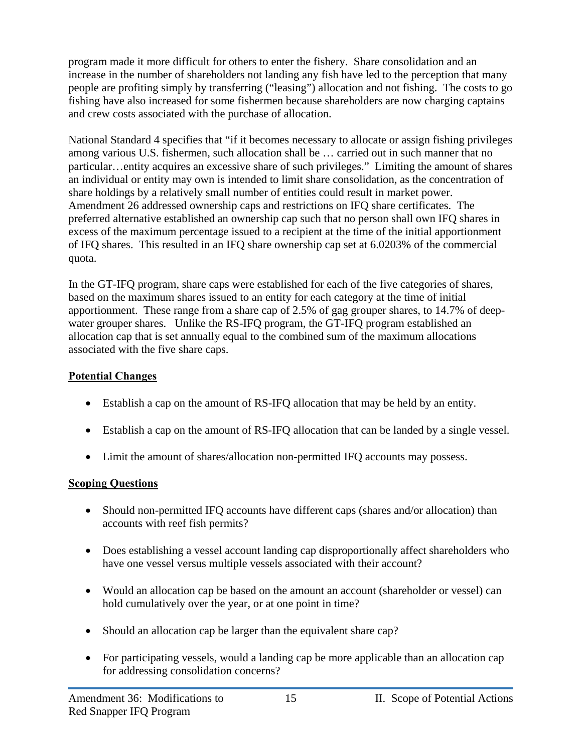program made it more difficult for others to enter the fishery. Share consolidation and an increase in the number of shareholders not landing any fish have led to the perception that many people are profiting simply by transferring ("leasing") allocation and not fishing. The costs to go fishing have also increased for some fishermen because shareholders are now charging captains and crew costs associated with the purchase of allocation.

National Standard 4 specifies that "if it becomes necessary to allocate or assign fishing privileges among various U.S. fishermen, such allocation shall be … carried out in such manner that no particular…entity acquires an excessive share of such privileges." Limiting the amount of shares an individual or entity may own is intended to limit share consolidation, as the concentration of share holdings by a relatively small number of entities could result in market power. Amendment 26 addressed ownership caps and restrictions on IFQ share certificates. The preferred alternative established an ownership cap such that no person shall own IFQ shares in excess of the maximum percentage issued to a recipient at the time of the initial apportionment of IFQ shares. This resulted in an IFQ share ownership cap set at 6.0203% of the commercial quota.

In the GT-IFQ program, share caps were established for each of the five categories of shares, based on the maximum shares issued to an entity for each category at the time of initial apportionment. These range from a share cap of 2.5% of gag grouper shares, to 14.7% of deep-water grouper shares. Unlike the RS-IFQ program, the GT-IFQ program established an allocation cap that is set annually equal to the combined sum of the maximum allocations associated with the five share caps.

## Potential Changes

- Establish a cap on the amount of RS-IFQ allocation that may be held by an entity.
- Establish a cap on the amount of RS-IFQ allocation that can be landed by a single vessel.
- Limit the amount of shares/allocation non-permitted IFQ accounts may possess.

## Scoping Questions

- Should non-permitted IFQ accounts have different caps (shares and/or allocation) than accounts with reef fish permits?
- Does establishing a vessel account landing cap disproportionally affect shareholders who have one vessel versus multiple vessels associated with their account?
- Would an allocation cap be based on the amount an account (shareholder or vessel) can hold cumulatively over the year, or at one point in time?
- Should an allocation cap be larger than the equivalent share cap?
- For participating vessels, would a landing cap be more applicable than an allocation cap for addressing consolidation concerns?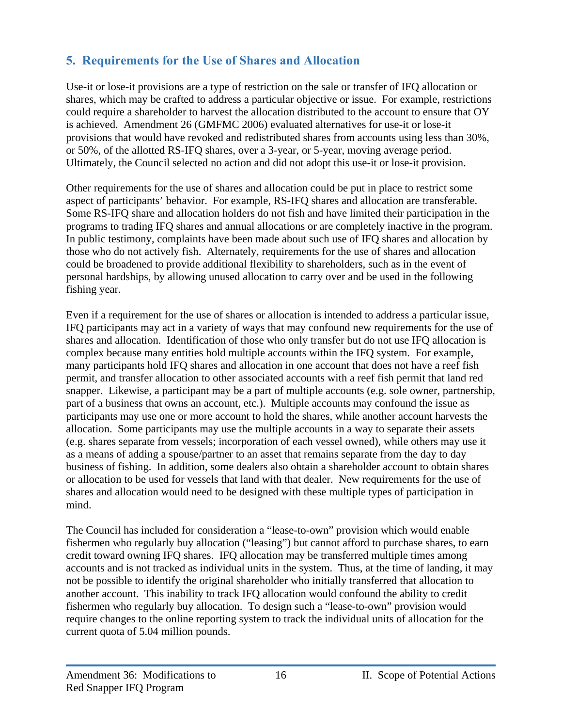## 5. Requirements for the Use of Shares and Allocation

Use-it or lose-it provisions are a type of restriction on the sale or transfer of IFQ allocation or shares, which may be crafted to address a particular objective or issue. For example, restrictions could require a shareholder to harvest the allocation distributed to the account to ensure that OY is achieved. Amendment 26 (GMFMC 2006) evaluated alternatives for use-it or lose-it provisions that would have revoked and redistributed shares from accounts using less than 30%, or 50%, of the allotted RS-IFQ shares, over a 3-year, or 5-year, moving average period. Ultimately, the Council selected no action and did not adopt this use-it or lose-it provision.

Other requirements for the use of shares and allocation could be put in place to restrict some aspect of participants' behavior. For example, RS-IFQ shares and allocation are transferable. Some RS-IFQ share and allocation holders do not fish and have limited their participation in the programs to trading IFQ shares and annual allocations or are completely inactive in the program. In public testimony, complaints have been made about such use of IFQ shares and allocation by those who do not actively fish. Alternately, requirements for the use of shares and allocation could be broadened to provide additional flexibility to shareholders, such as in the event of personal hardships, by allowing unused allocation to carry over and be used in the following fishing year.

Even if a requirement for the use of shares or allocation is intended to address a particular issue, IFQ participants may act in a variety of ways that may confound new requirements for the use of shares and allocation. Identification of those who only transfer but do not use IFQ allocation is complex because many entities hold multiple accounts within the IFQ system. For example, many participants hold IFQ shares and allocation in one account that does not have a reef fish permit, and transfer allocation to other associated accounts with a reef fish permit that land red snapper. Likewise, a participant may be a part of multiple accounts (e.g. sole owner, partnership, part of a business that owns an account, etc.). Multiple accounts may confound the issue as participants may use one or more account to hold the shares, while another account harvests the allocation. Some participants may use the multiple accounts in a way to separate their assets (e.g. shares separate from vessels; incorporation of each vessel owned), while others may use it as a means of adding a spouse/partner to an asset that remains separate from the day to day business of fishing. In addition, some dealers also obtain a shareholder account to obtain shares or allocation to be used for vessels that land with that dealer. New requirements for the use of shares and allocation would need to be designed with these multiple types of participation in mind.

The Council has included for consideration a "lease-to-own" provision which would enable fishermen who regularly buy allocation ("leasing") but cannot afford to purchase shares, to earn credit toward owning IFQ shares. IFQ allocation may be transferred multiple times among accounts and is not tracked as individual units in the system. Thus, at the time of landing, it may not be possible to identify the original shareholder who initially transferred that allocation to another account. This inability to track IFQ allocation would confound the ability to credit fishermen who regularly buy allocation. To design such a "lease-to-own" provision would require changes to the online reporting system to track the individual units of allocation for the current quota of 5.04 million pounds.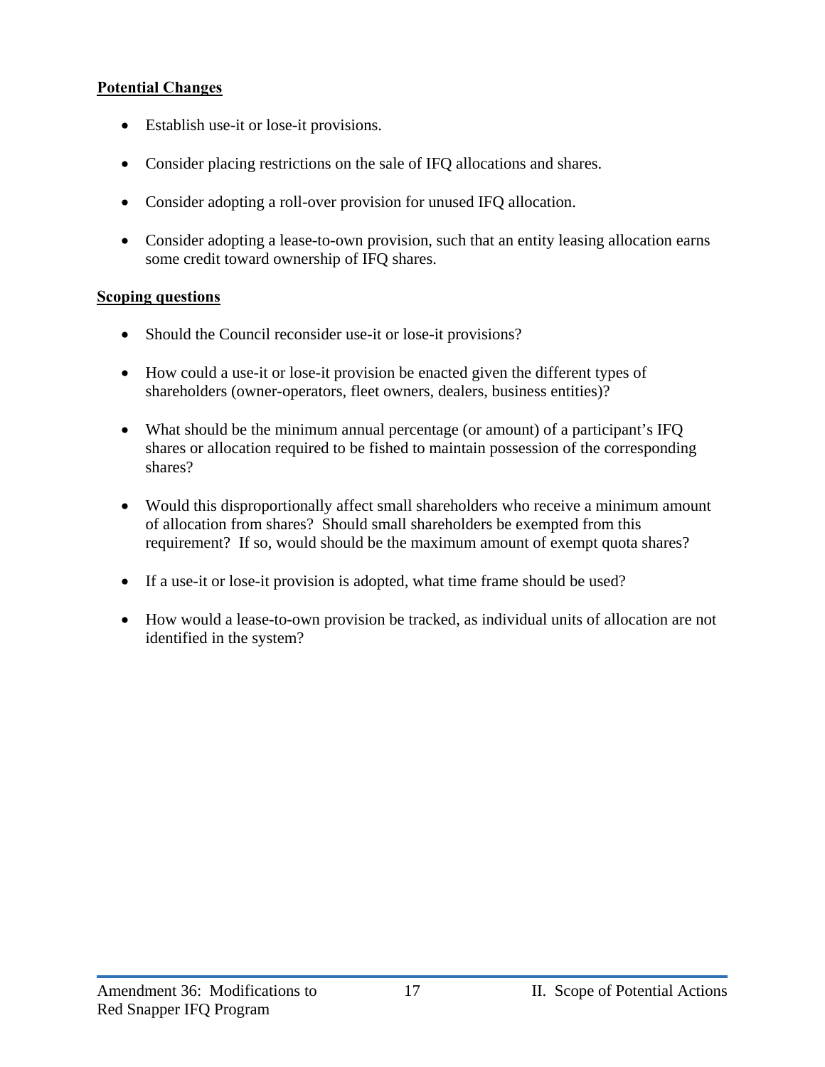**Potential Changes**

- Establish use-it or lose-it provisions.
- Consider placing restrictions on the sale of IFQ allocations and shares.
- Consider adopting a roll-over provision for unused IFQ allocation.
- Consider adopting a lease-to-own provision, such that an entity leasing allocation earns some credit toward ownership of IFQ shares.

**Scoping questions**

- Should the Council reconsider use-it or lose-it provisions?
- How could a use-it or lose-it provision be enacted given the different types of shareholders (owner-operators, fleet owners, dealers, business entities)?
- What should be the minimum annual percentage (or amount) of a participant's IFQ shares or allocation required to be fished to maintain possession of the corresponding shares?
- Would this disproportionally affect small shareholders who receive a minimum amount of allocation from shares? Should small shareholders be exempted from this requirement? If so, would should be the maximum amount of exempt quota shares?
- If a use-it or lose-it provision is adopted, what time frame should be used?
- How would a lease-to-own provision be tracked, as individual units of allocation are not identified in the system?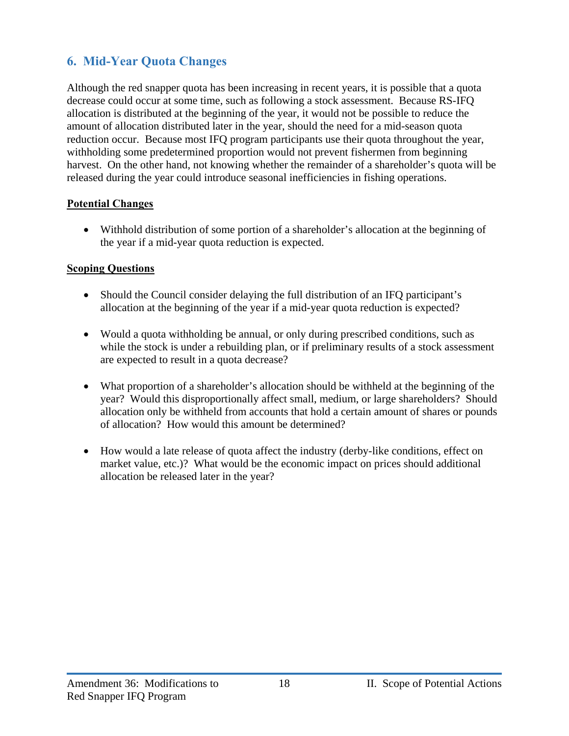## 6. Mid-Year Quota Changes

Although the red snapper quota has been increasing in recent years, it is possible that a quota decrease could occur at some time, such as following a stock assessment. Because RS-IFQ allocation is distributed at the beginning of the year, it would not be possible to reduce the amount of allocation distributed later in the year, should the need for a mid-season quota reduction occur. Because most IFQ program participants use their quota throughout the year, withholding some predetermined proportion would not prevent fishermen from beginning harvest. On the other hand, not knowing whether the remainder of a shareholder's quota will be released during the year could introduce seasonal inefficiencies in fishing operations.

**Potential Changes**

- Withhold distribution of some portion of a shareholder's allocation at the beginning of the year if a mid-year quota reduction is expected.

**Scoping Questions**

- Should the Council consider delaying the full distribution of an IFQ participant's allocation at the beginning of the year if a mid-year quota reduction is expected?
- Would a quota withholding be annual, or only during prescribed conditions, such as while the stock is under a rebuilding plan, or if preliminary results of a stock assessment are expected to result in a quota decrease?
- What proportion of a shareholder's allocation should be withheld at the beginning of the year? Would this disproportionally affect small, medium, or large shareholders? Should allocation only be withheld from accounts that hold a certain amount of shares or pounds of allocation? How would this amount be determined?
- How would a late release of quota affect the industry (derby-like conditions, effect on market value, etc.)? What would be the economic impact on prices should additional allocation be released later in the year?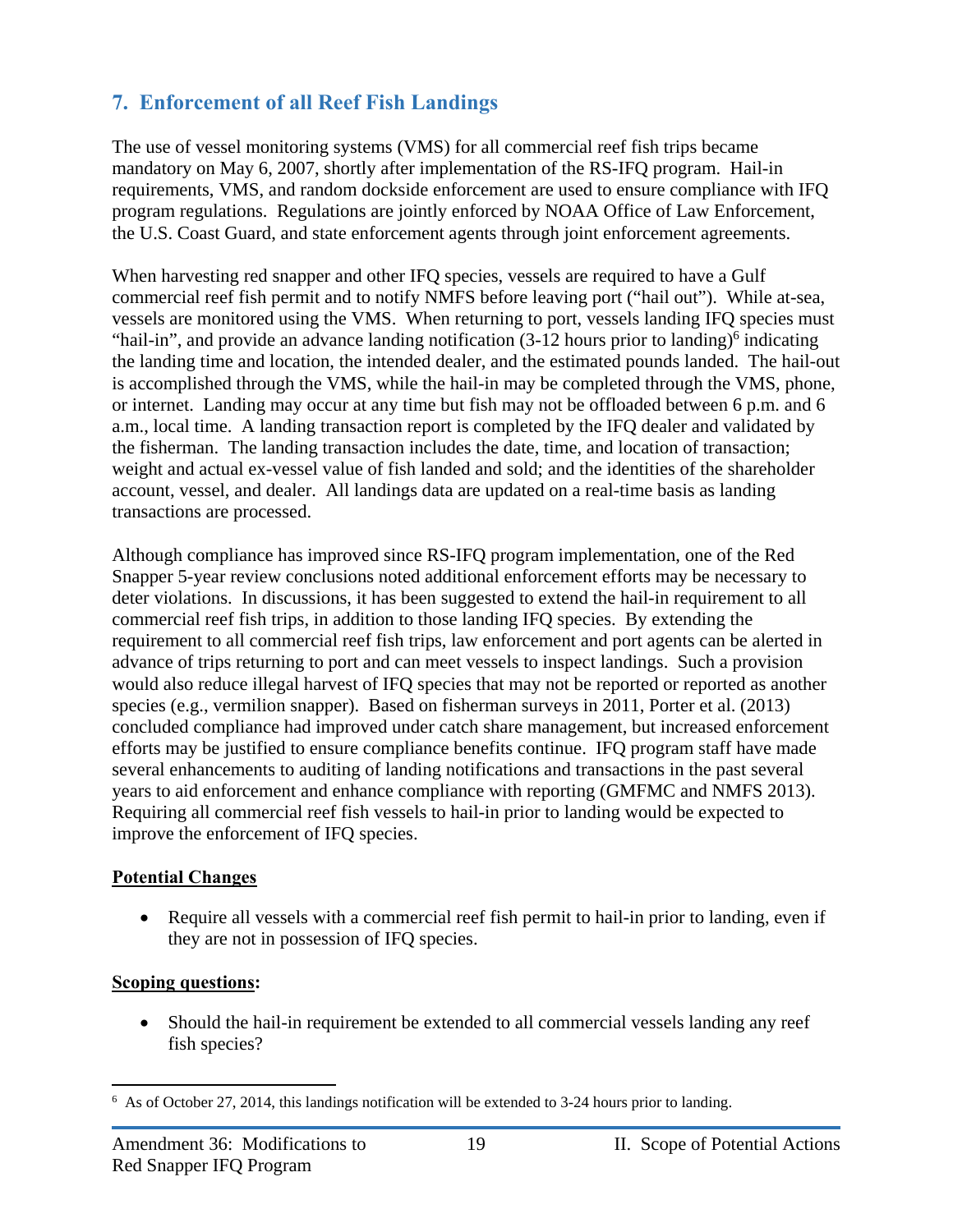## 7. Enforcement of all Reef Fish Landings

The use of vessel monitoring systems (VMS) for all commercial reef fish trips became mandatory on May 6, 2007, shortly after implementation of the RS-IFQ program. Hail-in requirements, VMS, and random dockside enforcement are used to ensure compliance with IFQ program regulations. Regulations are jointly enforced by NOAA Office of Law Enforcement, the U.S. Coast Guard, and state enforcement agents through joint enforcement agreements.

When harvesting red snapper and other IFQ species, vessels are required to have a Gulf commercial reef fish permit and to notify NMFS before leaving port ("hail out"). While at-sea, vessels are monitored using the VMS. When returning to port, vessels landing IFQ species must "hail-in", and provide an advance landing notification (3-12 hours prior to landing)[6] indicating the landing time and location, the intended dealer, and the estimated pounds landed. The hail-out is accomplished through the VMS, while the hail-in may be completed through the VMS, phone, or internet. Landing may occur at any time but fish may not be offloaded between 6 p.m. and 6 a.m., local time. A landing transaction report is completed by the IFQ dealer and validated by the fisherman. The landing transaction includes the date, time, and location of transaction; weight and actual ex-vessel value of fish landed and sold; and the identities of the shareholder account, vessel, and dealer. All landings data are updated on a real-time basis as landing transactions are processed.

Although compliance has improved since RS-IFQ program implementation, one of the Red Snapper 5-year review conclusions noted additional enforcement efforts may be necessary to deter violations. In discussions, it has been suggested to extend the hail-in requirement to all commercial reef fish trips, in addition to those landing IFQ species. By extending the requirement to all commercial reef fish trips, law enforcement and port agents can be alerted in advance of trips returning to port and can meet vessels to inspect landings. Such a provision would also reduce illegal harvest of IFQ species that may not be reported or reported as another species (e.g., vermilion snapper). Based on fisherman surveys in 2011, Porter et al. (2013) concluded compliance had improved under catch share management, but increased enforcement efforts may be justified to ensure compliance benefits continue. IFQ program staff have made several enhancements to auditing of landing notifications and transactions in the past several years to aid enforcement and enhance compliance with reporting (GMFMC and NMFS 2013). Requiring all commercial reef fish vessels to hail-in prior to landing would be expected to improve the enforcement of IFQ species.

**Potential Changes**

- Require all vessels with a commercial reef fish permit to hail-in prior to landing, even if they are not in possession of IFQ species.

**Scoping questions:**

- Should the hail-in requirement be extended to all commercial vessels landing any reef fish species?

---

[6] As of October 27, 2014, this landings notification will be extended to 3-24 hours prior to landing.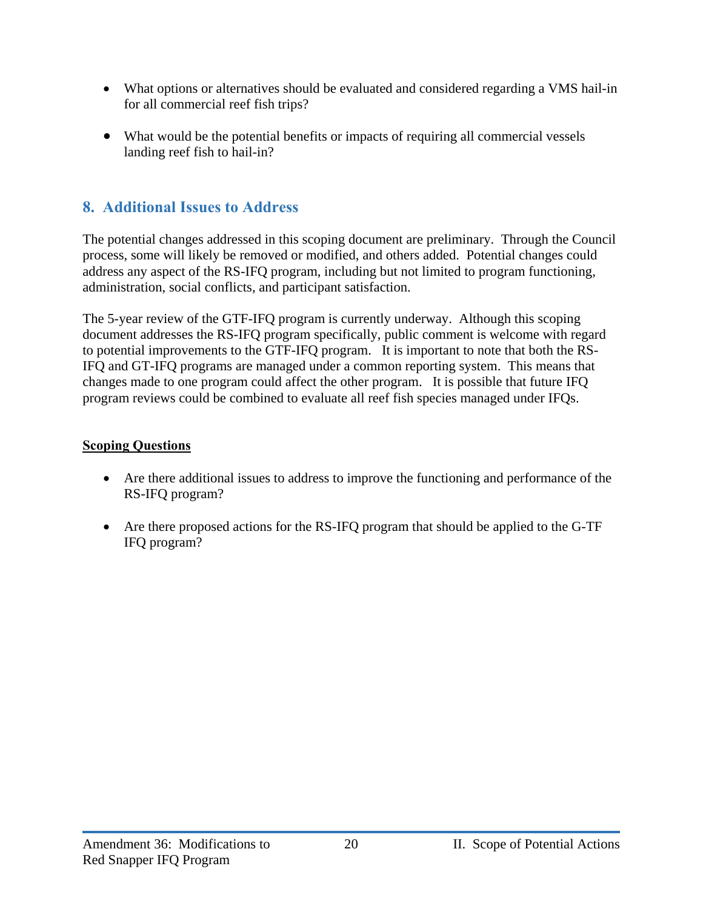- What options or alternatives should be evaluated and considered regarding a VMS hail-in for all commercial reef fish trips?

- What would be the potential benefits or impacts of requiring all commercial vessels landing reef fish to hail-in?

## 8. Additional Issues to Address

The potential changes addressed in this scoping document are preliminary. Through the Council process, some will likely be removed or modified, and others added. Potential changes could address any aspect of the RS-IFQ program, including but not limited to program functioning, administration, social conflicts, and participant satisfaction.

The 5-year review of the GTF-IFQ program is currently underway. Although this scoping document addresses the RS-IFQ program specifically, public comment is welcome with regard to potential improvements to the GTF-IFQ program. It is important to note that both the RS-IFQ and GT-IFQ programs are managed under a common reporting system. This means that changes made to one program could affect the other program. It is possible that future IFQ program reviews could be combined to evaluate all reef fish species managed under IFQs.

**Scoping Questions**

- Are there additional issues to address to improve the functioning and performance of the RS-IFQ program?

- Are there proposed actions for the RS-IFQ program that should be applied to the G-TF IFQ program?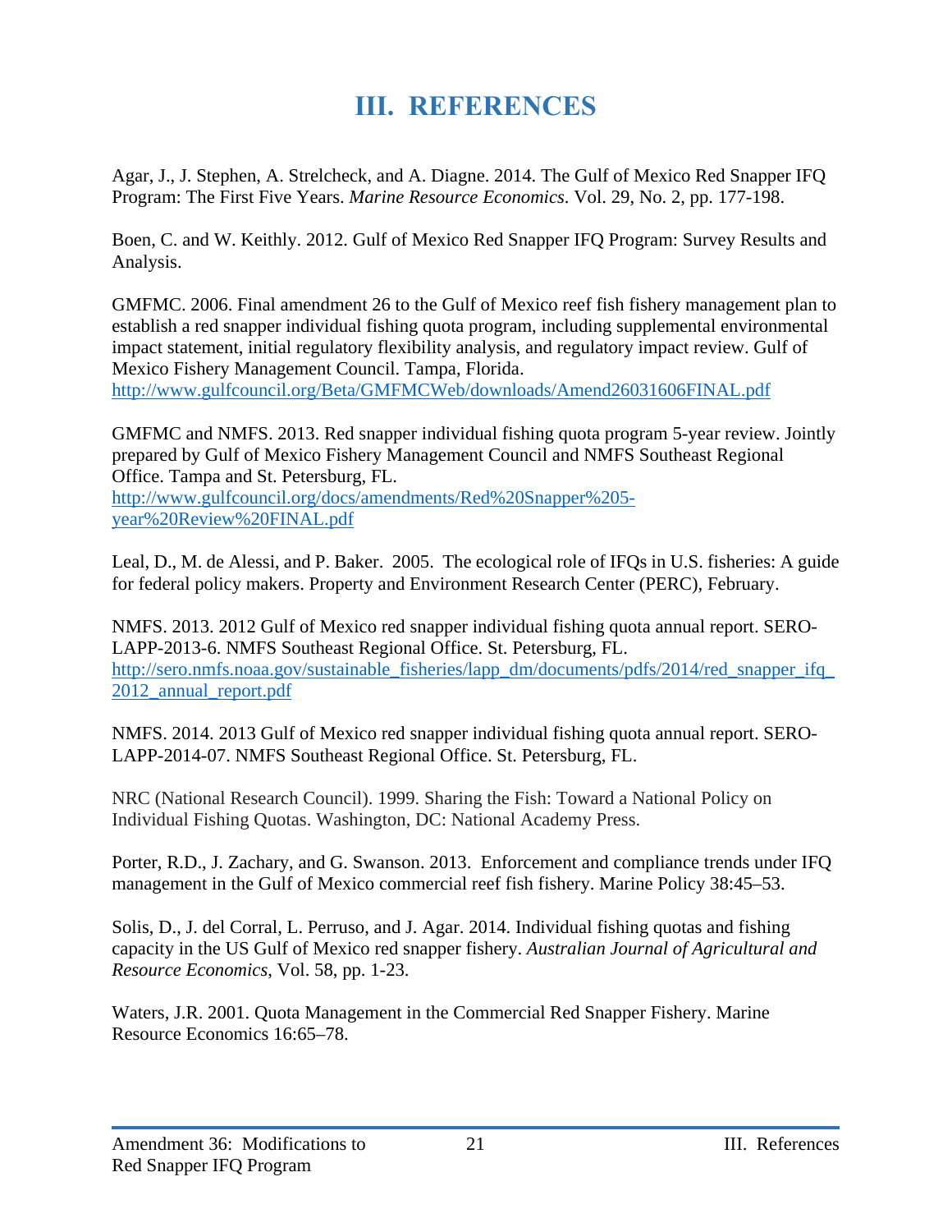# III. REFERENCES

Agar, J., J. Stephen, A. Strelcheck, and A. Diagne. 2014. The Gulf of Mexico Red Snapper IFQ Program: The First Five Years. *Marine Resource Economics*. Vol. 29, No. 2, pp. 177-198.

Boen, C. and W. Keithly. 2012. Gulf of Mexico Red Snapper IFQ Program: Survey Results and Analysis.

GMFMC. 2006. Final amendment 26 to the Gulf of Mexico reef fish fishery management plan to establish a red snapper individual fishing quota program, including supplemental environmental impact statement, initial regulatory flexibility analysis, and regulatory impact review. Gulf of Mexico Fishery Management Council. Tampa, Florida.
http://www.gulfcouncil.org/Beta/GMFMCWeb/downloads/Amend26031606FINAL.pdf

GMFMC and NMFS. 2013. Red snapper individual fishing quota program 5-year review. Jointly prepared by Gulf of Mexico Fishery Management Council and NMFS Southeast Regional Office. Tampa and St. Petersburg, FL.
http://www.gulfcouncil.org/docs/amendments/Red%20Snapper%205-year%20Review%20FINAL.pdf

Leal, D., M. de Alessi, and P. Baker. 2005. The ecological role of IFQs in U.S. fisheries: A guide for federal policy makers. Property and Environment Research Center (PERC), February.

NMFS. 2013. 2012 Gulf of Mexico red snapper individual fishing quota annual report. SERO-LAPP-2013-6. NMFS Southeast Regional Office. St. Petersburg, FL.
http://sero.nmfs.noaa.gov/sustainable_fisheries/lapp_dm/documents/pdfs/2014/red_snapper_ifq_2012_annual_report.pdf

NMFS. 2014. 2013 Gulf of Mexico red snapper individual fishing quota annual report. SERO-LAPP-2014-07. NMFS Southeast Regional Office. St. Petersburg, FL.

NRC (National Research Council). 1999. Sharing the Fish: Toward a National Policy on Individual Fishing Quotas. Washington, DC: National Academy Press.

Porter, R.D., J. Zachary, and G. Swanson. 2013. Enforcement and compliance trends under IFQ management in the Gulf of Mexico commercial reef fish fishery. Marine Policy 38:45–53.

Solis, D., J. del Corral, L. Perruso, and J. Agar. 2014. Individual fishing quotas and fishing capacity in the US Gulf of Mexico red snapper fishery. *Australian Journal of Agricultural and Resource Economics*, Vol. 58, pp. 1-23.

Waters, J.R. 2001. Quota Management in the Commercial Red Snapper Fishery. Marine Resource Economics 16:65–78.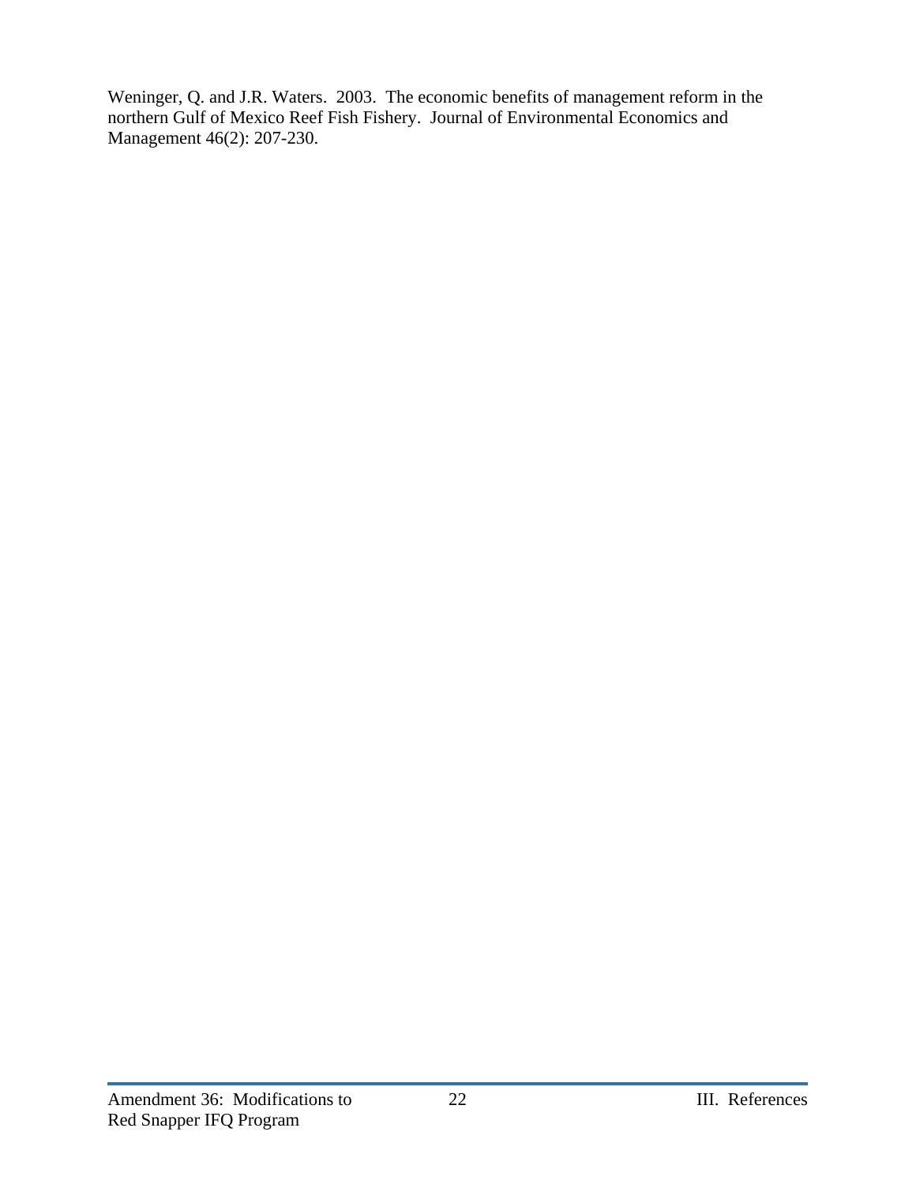Weninger, Q. and J.R. Waters. 2003. The economic benefits of management reform in the northern Gulf of Mexico Reef Fish Fishery. Journal of Environmental Economics and Management 46(2): 207-230.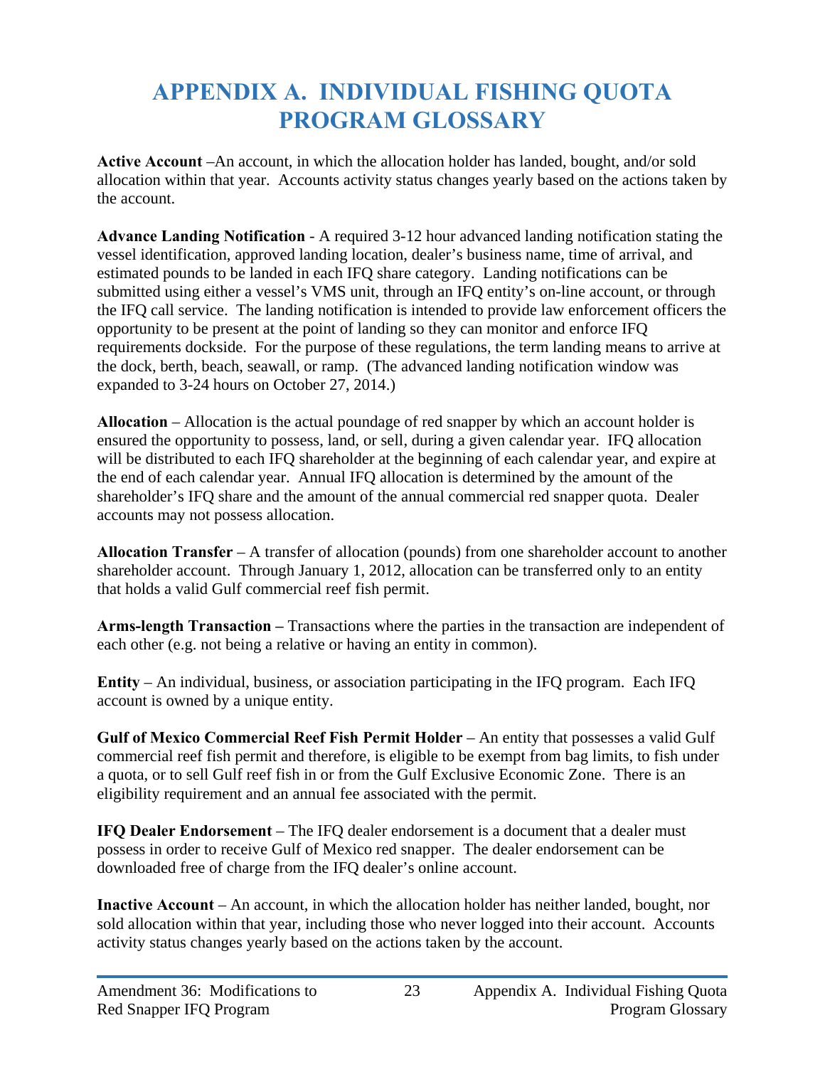# APPENDIX A. INDIVIDUAL FISHING QUOTA PROGRAM GLOSSARY

**Active Account** –An account, in which the allocation holder has landed, bought, and/or sold allocation within that year. Accounts activity status changes yearly based on the actions taken by the account.

**Advance Landing Notification** - A required 3-12 hour advanced landing notification stating the vessel identification, approved landing location, dealer's business name, time of arrival, and estimated pounds to be landed in each IFQ share category. Landing notifications can be submitted using either a vessel's VMS unit, through an IFQ entity's on-line account, or through the IFQ call service. The landing notification is intended to provide law enforcement officers the opportunity to be present at the point of landing so they can monitor and enforce IFQ requirements dockside. For the purpose of these regulations, the term landing means to arrive at the dock, berth, beach, seawall, or ramp. (The advanced landing notification window was expanded to 3-24 hours on October 27, 2014.)

**Allocation** – Allocation is the actual poundage of red snapper by which an account holder is ensured the opportunity to possess, land, or sell, during a given calendar year. IFQ allocation will be distributed to each IFQ shareholder at the beginning of each calendar year, and expire at the end of each calendar year. Annual IFQ allocation is determined by the amount of the shareholder's IFQ share and the amount of the annual commercial red snapper quota. Dealer accounts may not possess allocation.

**Allocation Transfer** – A transfer of allocation (pounds) from one shareholder account to another shareholder account. Through January 1, 2012, allocation can be transferred only to an entity that holds a valid Gulf commercial reef fish permit.

**Arms-length Transaction –** Transactions where the parties in the transaction are independent of each other (e.g. not being a relative or having an entity in common).

**Entity** – An individual, business, or association participating in the IFQ program. Each IFQ account is owned by a unique entity.

**Gulf of Mexico Commercial Reef Fish Permit Holder** – An entity that possesses a valid Gulf commercial reef fish permit and therefore, is eligible to be exempt from bag limits, to fish under a quota, or to sell Gulf reef fish in or from the Gulf Exclusive Economic Zone. There is an eligibility requirement and an annual fee associated with the permit.

**IFQ Dealer Endorsement** – The IFQ dealer endorsement is a document that a dealer must possess in order to receive Gulf of Mexico red snapper. The dealer endorsement can be downloaded free of charge from the IFQ dealer's online account.

**Inactive Account** – An account, in which the allocation holder has neither landed, bought, nor sold allocation within that year, including those who never logged into their account. Accounts activity status changes yearly based on the actions taken by the account.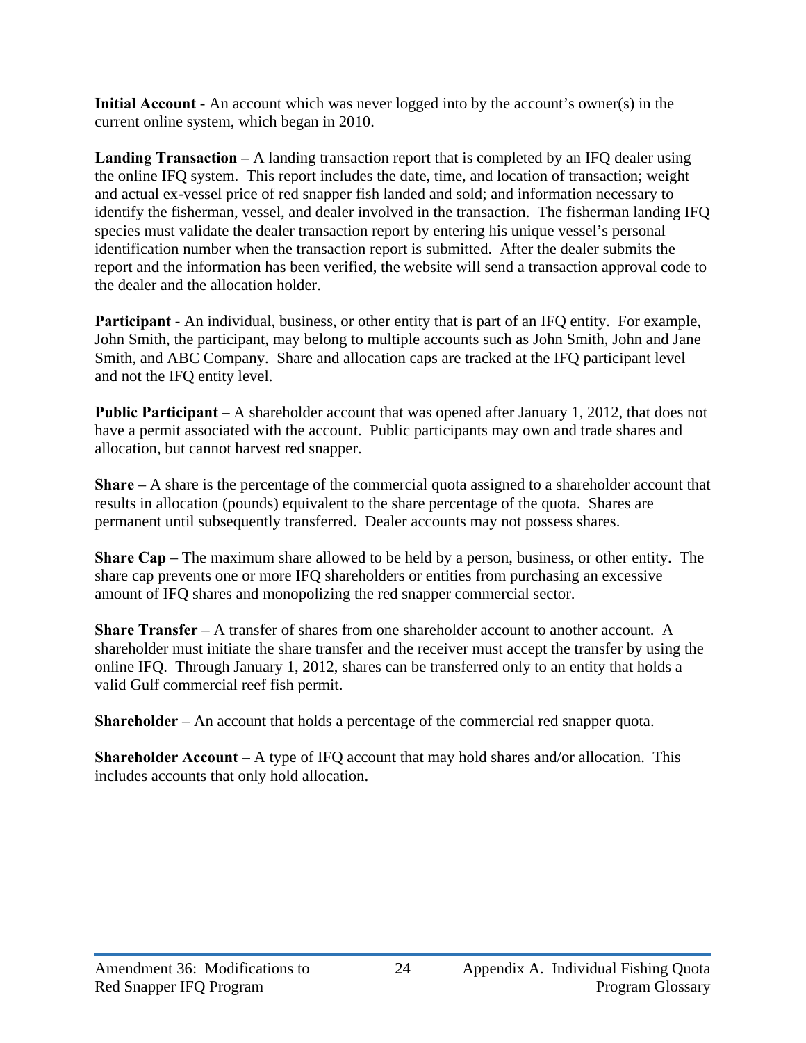**Initial Account** - An account which was never logged into by the account's owner(s) in the current online system, which began in 2010.

**Landing Transaction –** A landing transaction report that is completed by an IFQ dealer using the online IFQ system. This report includes the date, time, and location of transaction; weight and actual ex-vessel price of red snapper fish landed and sold; and information necessary to identify the fisherman, vessel, and dealer involved in the transaction. The fisherman landing IFQ species must validate the dealer transaction report by entering his unique vessel's personal identification number when the transaction report is submitted. After the dealer submits the report and the information has been verified, the website will send a transaction approval code to the dealer and the allocation holder.

**Participant** - An individual, business, or other entity that is part of an IFQ entity. For example, John Smith, the participant, may belong to multiple accounts such as John Smith, John and Jane Smith, and ABC Company. Share and allocation caps are tracked at the IFQ participant level and not the IFQ entity level.

**Public Participant** – A shareholder account that was opened after January 1, 2012, that does not have a permit associated with the account. Public participants may own and trade shares and allocation, but cannot harvest red snapper.

**Share** – A share is the percentage of the commercial quota assigned to a shareholder account that results in allocation (pounds) equivalent to the share percentage of the quota. Shares are permanent until subsequently transferred. Dealer accounts may not possess shares.

**Share Cap** – The maximum share allowed to be held by a person, business, or other entity. The share cap prevents one or more IFQ shareholders or entities from purchasing an excessive amount of IFQ shares and monopolizing the red snapper commercial sector.

**Share Transfer** – A transfer of shares from one shareholder account to another account. A shareholder must initiate the share transfer and the receiver must accept the transfer by using the online IFQ. Through January 1, 2012, shares can be transferred only to an entity that holds a valid Gulf commercial reef fish permit.

**Shareholder** – An account that holds a percentage of the commercial red snapper quota.

**Shareholder Account** – A type of IFQ account that may hold shares and/or allocation. This includes accounts that only hold allocation.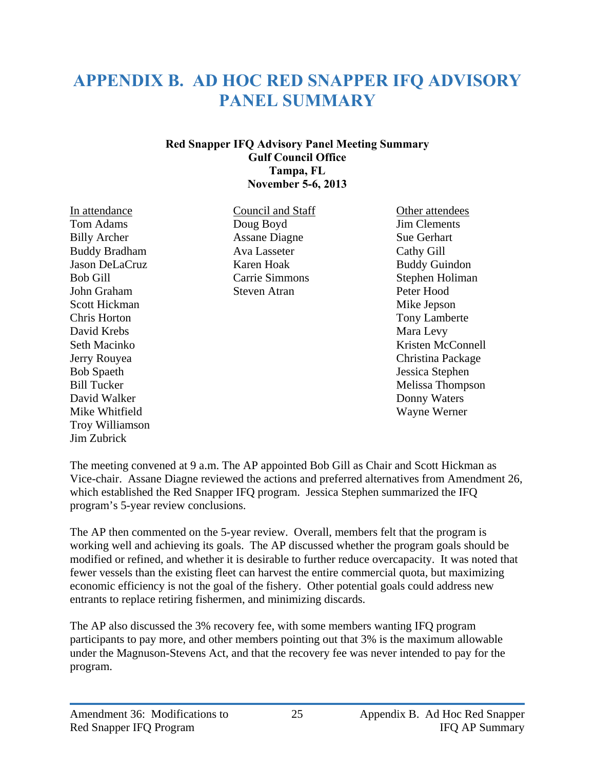# APPENDIX B. AD HOC RED SNAPPER IFQ ADVISORY PANEL SUMMARY

**Red Snapper IFQ Advisory Panel Meeting Summary**
**Gulf Council Office**
**Tampa, FL**
**November 5-6, 2013**

| In attendance | Council and Staff | Other attendees |
|---|---|---|
| Tom Adams | Doug Boyd | Jim Clements |
| Billy Archer | Assane Diagne | Sue Gerhart |
| Buddy Bradham | Ava Lasseter | Cathy Gill |
| Jason DeLaCruz | Karen Hoak | Buddy Guindon |
| Bob Gill | Carrie Simmons | Stephen Holiman |
| John Graham | Steven Atran | Peter Hood |
| Scott Hickman | | Mike Jepson |
| Chris Horton | | Tony Lamberte |
| David Krebs | | Mara Levy |
| Seth Macinko | | Kristen McConnell |
| Jerry Rouyea | | Christina Package |
| Bob Spaeth | | Jessica Stephen |
| Bill Tucker | | Melissa Thompson |
| David Walker | | Donny Waters |
| Mike Whitfield | | Wayne Werner |
| Troy Williamson | | |
| Jim Zubrick | | |

The meeting convened at 9 a.m. The AP appointed Bob Gill as Chair and Scott Hickman as Vice-chair. Assane Diagne reviewed the actions and preferred alternatives from Amendment 26, which established the Red Snapper IFQ program. Jessica Stephen summarized the IFQ program's 5-year review conclusions.

The AP then commented on the 5-year review. Overall, members felt that the program is working well and achieving its goals. The AP discussed whether the program goals should be modified or refined, and whether it is desirable to further reduce overcapacity. It was noted that fewer vessels than the existing fleet can harvest the entire commercial quota, but maximizing economic efficiency is not the goal of the fishery. Other potential goals could address new entrants to replace retiring fishermen, and minimizing discards.

The AP also discussed the 3% recovery fee, with some members wanting IFQ program participants to pay more, and other members pointing out that 3% is the maximum allowable under the Magnuson-Stevens Act, and that the recovery fee was never intended to pay for the program.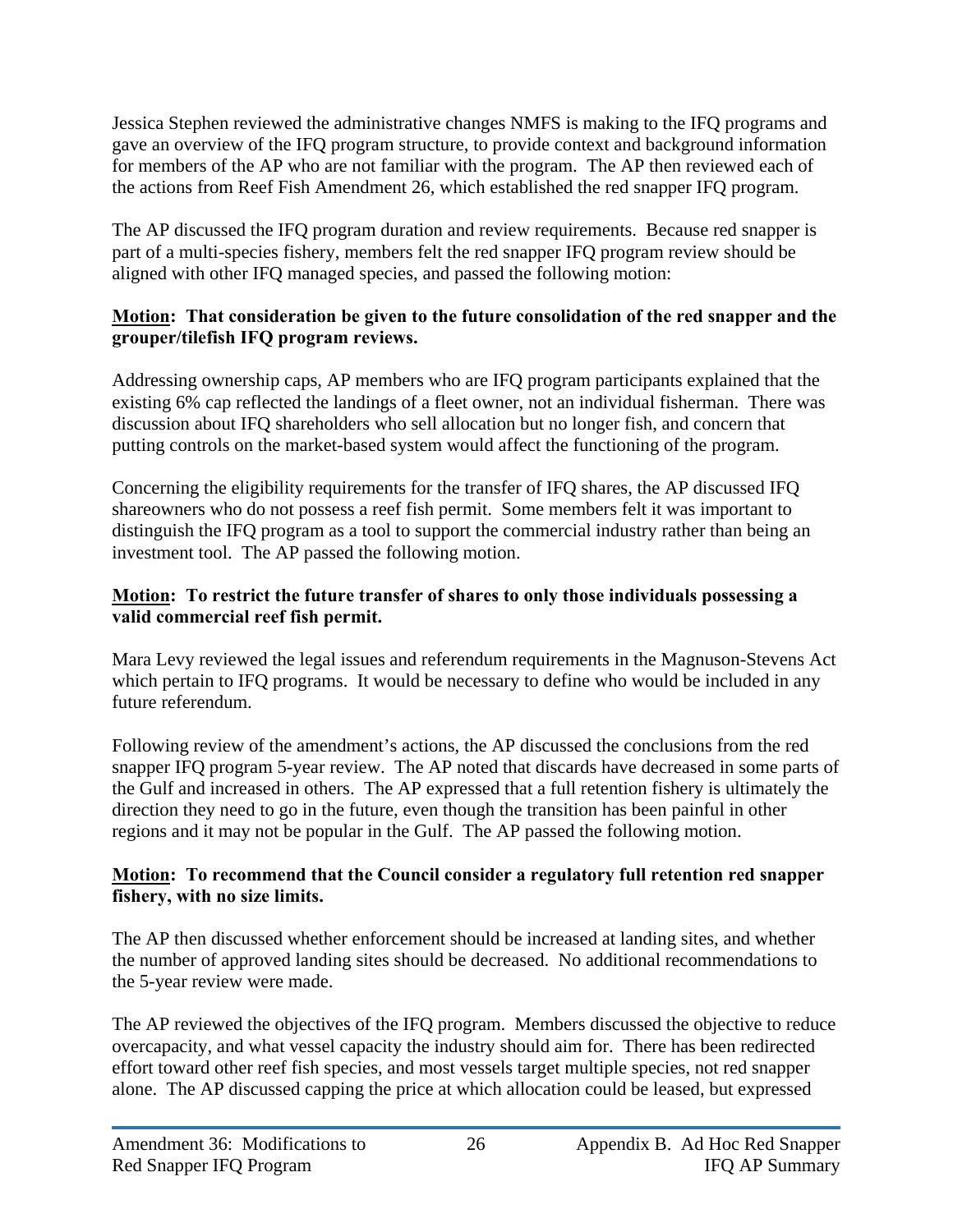Jessica Stephen reviewed the administrative changes NMFS is making to the IFQ programs and gave an overview of the IFQ program structure, to provide context and background information for members of the AP who are not familiar with the program. The AP then reviewed each of the actions from Reef Fish Amendment 26, which established the red snapper IFQ program.

The AP discussed the IFQ program duration and review requirements. Because red snapper is part of a multi-species fishery, members felt the red snapper IFQ program review should be aligned with other IFQ managed species, and passed the following motion:

**Motion: That consideration be given to the future consolidation of the red snapper and the grouper/tilefish IFQ program reviews.**

Addressing ownership caps, AP members who are IFQ program participants explained that the existing 6% cap reflected the landings of a fleet owner, not an individual fisherman. There was discussion about IFQ shareholders who sell allocation but no longer fish, and concern that putting controls on the market-based system would affect the functioning of the program.

Concerning the eligibility requirements for the transfer of IFQ shares, the AP discussed IFQ shareowners who do not possess a reef fish permit. Some members felt it was important to distinguish the IFQ program as a tool to support the commercial industry rather than being an investment tool. The AP passed the following motion.

**Motion: To restrict the future transfer of shares to only those individuals possessing a valid commercial reef fish permit.**

Mara Levy reviewed the legal issues and referendum requirements in the Magnuson-Stevens Act which pertain to IFQ programs. It would be necessary to define who would be included in any future referendum.

Following review of the amendment's actions, the AP discussed the conclusions from the red snapper IFQ program 5-year review. The AP noted that discards have decreased in some parts of the Gulf and increased in others. The AP expressed that a full retention fishery is ultimately the direction they need to go in the future, even though the transition has been painful in other regions and it may not be popular in the Gulf. The AP passed the following motion.

**Motion: To recommend that the Council consider a regulatory full retention red snapper fishery, with no size limits.**

The AP then discussed whether enforcement should be increased at landing sites, and whether the number of approved landing sites should be decreased. No additional recommendations to the 5-year review were made.

The AP reviewed the objectives of the IFQ program. Members discussed the objective to reduce overcapacity, and what vessel capacity the industry should aim for. There has been redirected effort toward other reef fish species, and most vessels target multiple species, not red snapper alone. The AP discussed capping the price at which allocation could be leased, but expressed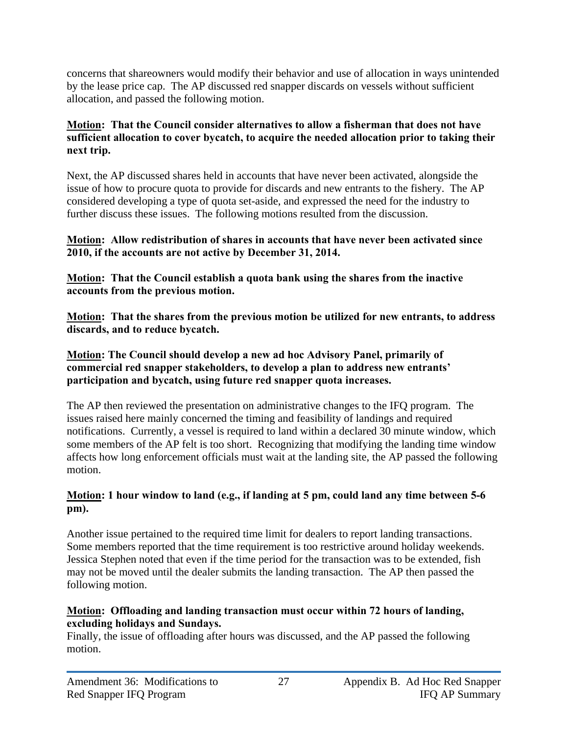concerns that shareowners would modify their behavior and use of allocation in ways unintended by the lease price cap. The AP discussed red snapper discards on vessels without sufficient allocation, and passed the following motion.

**<u>Motion</u>: That the Council consider alternatives to allow a fisherman that does not have sufficient allocation to cover bycatch, to acquire the needed allocation prior to taking their next trip.**

Next, the AP discussed shares held in accounts that have never been activated, alongside the issue of how to procure quota to provide for discards and new entrants to the fishery. The AP considered developing a type of quota set-aside, and expressed the need for the industry to further discuss these issues. The following motions resulted from the discussion.

**<u>Motion</u>: Allow redistribution of shares in accounts that have never been activated since 2010, if the accounts are not active by December 31, 2014.**

**<u>Motion</u>: That the Council establish a quota bank using the shares from the inactive accounts from the previous motion.**

**<u>Motion</u>: That the shares from the previous motion be utilized for new entrants, to address discards, and to reduce bycatch.**

**<u>Motion</u>: The Council should develop a new ad hoc Advisory Panel, primarily of commercial red snapper stakeholders, to develop a plan to address new entrants' participation and bycatch, using future red snapper quota increases.**

The AP then reviewed the presentation on administrative changes to the IFQ program. The issues raised here mainly concerned the timing and feasibility of landings and required notifications. Currently, a vessel is required to land within a declared 30 minute window, which some members of the AP felt is too short. Recognizing that modifying the landing time window affects how long enforcement officials must wait at the landing site, the AP passed the following motion.

**<u>Motion</u>: 1 hour window to land (e.g., if landing at 5 pm, could land any time between 5-6 pm).**

Another issue pertained to the required time limit for dealers to report landing transactions. Some members reported that the time requirement is too restrictive around holiday weekends. Jessica Stephen noted that even if the time period for the transaction was to be extended, fish may not be moved until the dealer submits the landing transaction. The AP then passed the following motion.

**<u>Motion</u>: Offloading and landing transaction must occur within 72 hours of landing, excluding holidays and Sundays.**

Finally, the issue of offloading after hours was discussed, and the AP passed the following motion.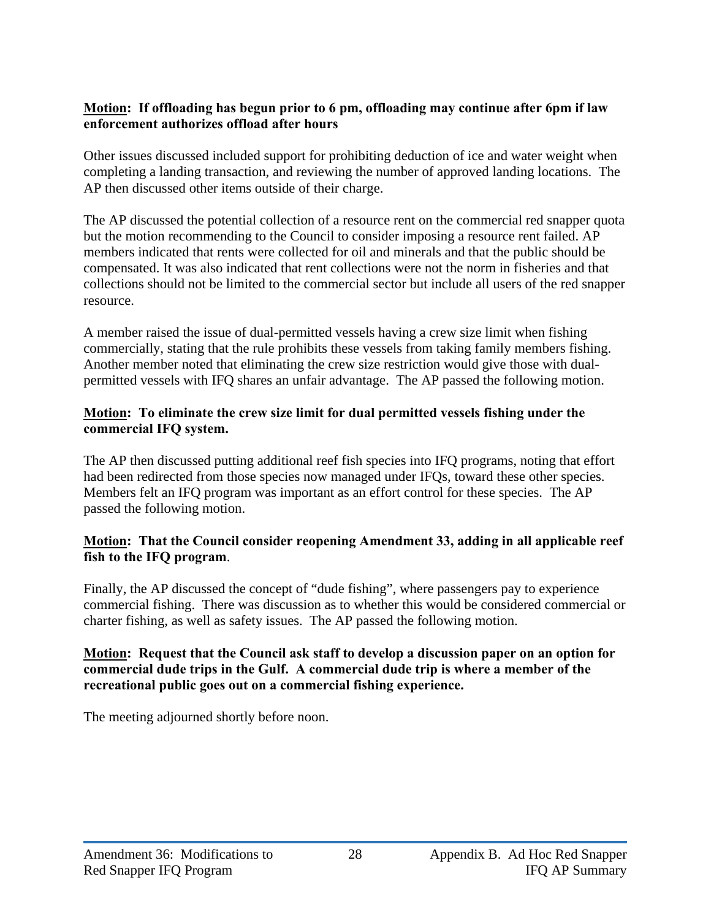**<u>Motion</u>: If offloading has begun prior to 6 pm, offloading may continue after 6pm if law enforcement authorizes offload after hours**

Other issues discussed included support for prohibiting deduction of ice and water weight when completing a landing transaction, and reviewing the number of approved landing locations. The AP then discussed other items outside of their charge.

The AP discussed the potential collection of a resource rent on the commercial red snapper quota but the motion recommending to the Council to consider imposing a resource rent failed. AP members indicated that rents were collected for oil and minerals and that the public should be compensated. It was also indicated that rent collections were not the norm in fisheries and that collections should not be limited to the commercial sector but include all users of the red snapper resource.

A member raised the issue of dual-permitted vessels having a crew size limit when fishing commercially, stating that the rule prohibits these vessels from taking family members fishing. Another member noted that eliminating the crew size restriction would give those with dual-permitted vessels with IFQ shares an unfair advantage. The AP passed the following motion.

**<u>Motion</u>: To eliminate the crew size limit for dual permitted vessels fishing under the commercial IFQ system.**

The AP then discussed putting additional reef fish species into IFQ programs, noting that effort had been redirected from those species now managed under IFQs, toward these other species. Members felt an IFQ program was important as an effort control for these species. The AP passed the following motion.

**<u>Motion</u>: That the Council consider reopening Amendment 33, adding in all applicable reef fish to the IFQ program**.

Finally, the AP discussed the concept of "dude fishing", where passengers pay to experience commercial fishing. There was discussion as to whether this would be considered commercial or charter fishing, as well as safety issues. The AP passed the following motion.

**<u>Motion</u>: Request that the Council ask staff to develop a discussion paper on an option for commercial dude trips in the Gulf. A commercial dude trip is where a member of the recreational public goes out on a commercial fishing experience.**

The meeting adjourned shortly before noon.